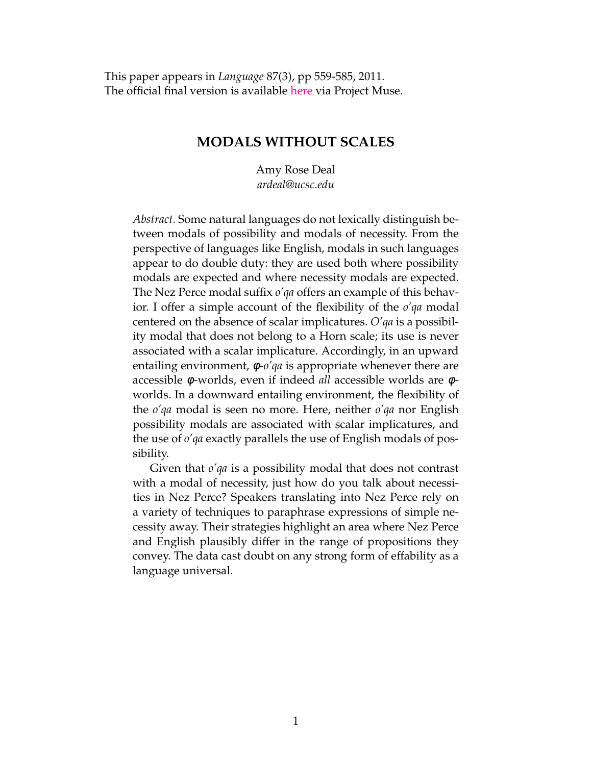This paper appears in *Language* 87(3), pp 559-585, 2011.
The official final version is available here via Project Muse.

# MODALS WITHOUT SCALES

Amy Rose Deal
*ardeal@ucsc.edu*

*Abstract.* Some natural languages do not lexically distinguish between modals of possibility and modals of necessity. From the perspective of languages like English, modals in such languages appear to do double duty: they are used both where possibility modals are expected and where necessity modals are expected. The Nez Perce modal suffix *o'qa* offers an example of this behavior. I offer a simple account of the flexibility of the *o'qa* modal centered on the absence of scalar implicatures. *O'qa* is a possibility modal that does not belong to a Horn scale; its use is never associated with a scalar implicature. Accordingly, in an upward entailing environment, $\phi$-*o'qa* is appropriate whenever there are accessible $\phi$-worlds, even if indeed *all* accessible worlds are $\phi$-worlds. In a downward entailing environment, the flexibility of the *o'qa* modal is seen no more. Here, neither *o'qa* nor English possibility modals are associated with scalar implicatures, and the use of *o'qa* exactly parallels the use of English modals of possibility.

Given that *o'qa* is a possibility modal that does not contrast with a modal of necessity, just how do you talk about necessities in Nez Perce? Speakers translating into Nez Perce rely on a variety of techniques to paraphrase expressions of simple necessity away. Their strategies highlight an area where Nez Perce and English plausibly differ in the range of propositions they convey. The data cast doubt on any strong form of effability as a language universal.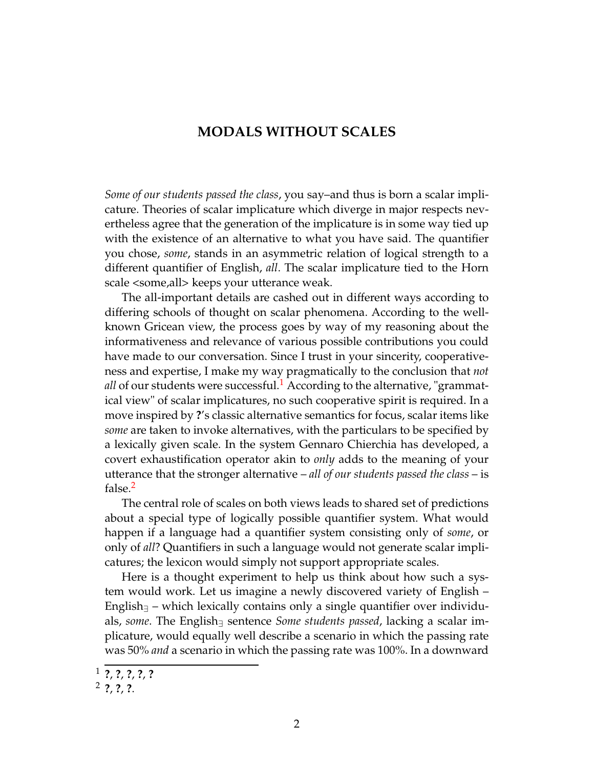# MODALS WITHOUT SCALES

*Some of our students passed the class*, you say–and thus is born a scalar implicature. Theories of scalar implicature which diverge in major respects nevertheless agree that the generation of the implicature is in some way tied up with the existence of an alternative to what you have said. The quantifier you chose, *some*, stands in an asymmetric relation of logical strength to a different quantifier of English, *all*. The scalar implicature tied to the Horn scale <some,all> keeps your utterance weak.

The all-important details are cashed out in different ways according to differing schools of thought on scalar phenomena. According to the well-known Gricean view, the process goes by way of my reasoning about the informativeness and relevance of various possible contributions you could have made to our conversation. Since I trust in your sincerity, cooperativeness and expertise, I make my way pragmatically to the conclusion that *not all* of our students were successful.[1] According to the alternative, "grammatical view" of scalar implicatures, no such cooperative spirit is required. In a move inspired by **?**'s classic alternative semantics for focus, scalar items like *some* are taken to invoke alternatives, with the particulars to be specified by a lexically given scale. In the system Gennaro Chierchia has developed, a covert exhaustification operator akin to *only* adds to the meaning of your utterance that the stronger alternative – *all of our students passed the class* – is false.[2]

The central role of scales on both views leads to shared set of predictions about a special type of logically possible quantifier system. What would happen if a language had a quantifier system consisting only of *some*, or only of *all*? Quantifiers in such a language would not generate scalar implicatures; the lexicon would simply not support appropriate scales.

Here is a thought experiment to help us think about how such a system would work. Let us imagine a newly discovered variety of English – English$_\exists$ – which lexically contains only a single quantifier over individuals, *some*. The English$_\exists$ sentence *Some students passed*, lacking a scalar implicature, would equally well describe a scenario in which the passing rate was 50% *and* a scenario in which the passing rate was 100%. In a downward

---

[1] **?**, **?**, **?**, **?**, **?**

[2] **?**, **?**, **?**.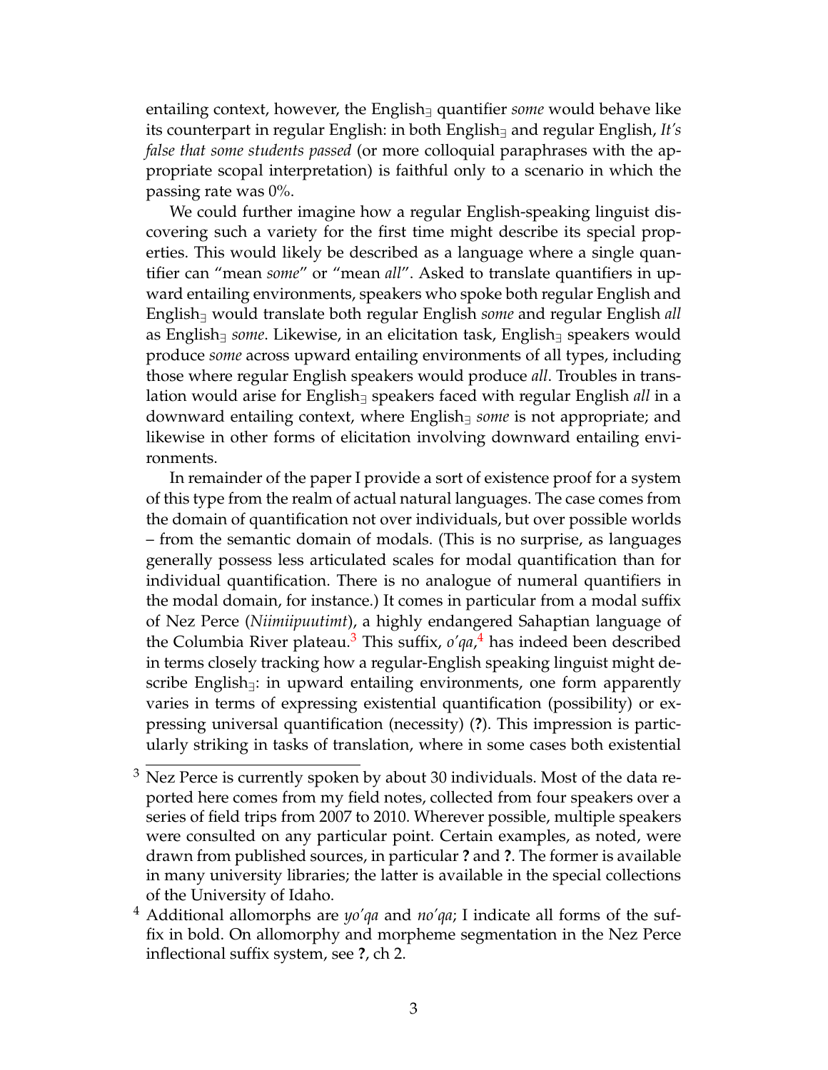entailing context, however, the English$_\exists$ quantifier *some* would behave like its counterpart in regular English: in both English$_\exists$ and regular English, *It's false that some students passed* (or more colloquial paraphrases with the appropriate scopal interpretation) is faithful only to a scenario in which the passing rate was 0%.

We could further imagine how a regular English-speaking linguist discovering such a variety for the first time might describe its special properties. This would likely be described as a language where a single quantifier can "mean *some*" or "mean *all*". Asked to translate quantifiers in upward entailing environments, speakers who spoke both regular English and English$_\exists$ would translate both regular English *some* and regular English *all* as English$_\exists$ *some*. Likewise, in an elicitation task, English$_\exists$ speakers would produce *some* across upward entailing environments of all types, including those where regular English speakers would produce *all*. Troubles in translation would arise for English$_\exists$ speakers faced with regular English *all* in a downward entailing context, where English$_\exists$ *some* is not appropriate; and likewise in other forms of elicitation involving downward entailing environments.

In remainder of the paper I provide a sort of existence proof for a system of this type from the realm of actual natural languages. The case comes from the domain of quantification not over individuals, but over possible worlds – from the semantic domain of modals. (This is no surprise, as languages generally possess less articulated scales for modal quantification than for individual quantification. There is no analogue of numeral quantifiers in the modal domain, for instance.) It comes in particular from a modal suffix of Nez Perce (*Niimiipuutimt*), a highly endangered Sahaptian language of the Columbia River plateau.[3] This suffix, *o'qa*,[4] has indeed been described in terms closely tracking how a regular-English speaking linguist might describe English$_\exists$: in upward entailing environments, one form apparently varies in terms of expressing existential quantification (possibility) or expressing universal quantification (necessity) (**?**). This impression is particularly striking in tasks of translation, where in some cases both existential

[3] Nez Perce is currently spoken by about 30 individuals. Most of the data reported here comes from my field notes, collected from four speakers over a series of field trips from 2007 to 2010. Wherever possible, multiple speakers were consulted on any particular point. Certain examples, as noted, were drawn from published sources, in particular **?** and **?**. The former is available in many university libraries; the latter is available in the special collections of the University of Idaho.

[4] Additional allomorphs are *yo'qa* and *no'qa*; I indicate all forms of the suffix in bold. On allomorphy and morpheme segmentation in the Nez Perce inflectional suffix system, see **?**, ch 2.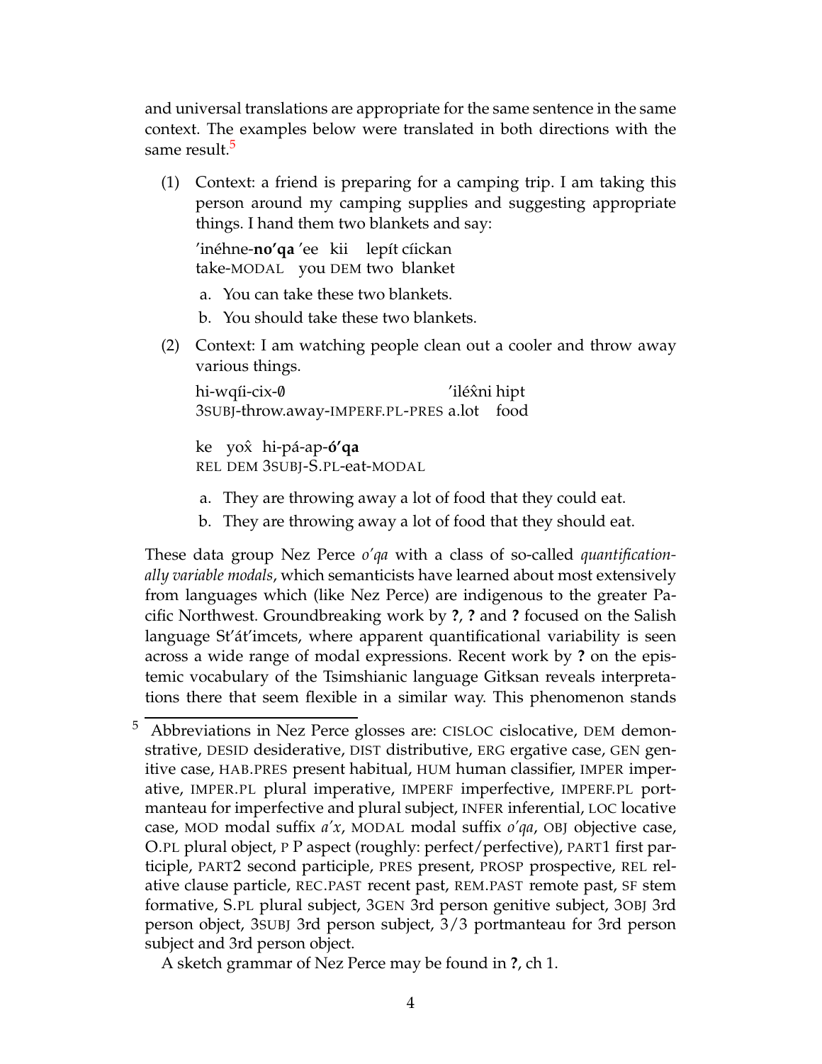and universal translations are appropriate for the same sentence in the same context. The examples below were translated in both directions with the same result.[5]

(1) Context: a friend is preparing for a camping trip. I am taking this person around my camping supplies and suggesting appropriate things. I hand them two blankets and say:

'inéhne-**no'qa** 'ee kii lepít cíickan
take-MODAL you DEM two blanket

a. You can take these two blankets.
b. You should take these two blankets.

(2) Context: I am watching people clean out a cooler and throw away various things.

hi-wqíi-cix-∅ 'iléx̂ni hipt
3SUBJ-throw.away-IMPERF.PL-PRES a.lot food

ke yox̂ hi-pá-ap-**ó'qa**
REL DEM 3SUBJ-S.PL-eat-MODAL

a. They are throwing away a lot of food that they could eat.
b. They are throwing away a lot of food that they should eat.

These data group Nez Perce *o'qa* with a class of so-called *quantificationally variable modals*, which semanticists have learned about most extensively from languages which (like Nez Perce) are indigenous to the greater Pacific Northwest. Groundbreaking work by **?**, **?** and **?** focused on the Salish language St'át'imcets, where apparent quantificational variability is seen across a wide range of modal expressions. Recent work by **?** on the epistemic vocabulary of the Tsimshianic language Gitksan reveals interpretations there that seem flexible in a similar way. This phenomenon stands

[5] Abbreviations in Nez Perce glosses are: CISLOC cislocative, DEM demonstrative, DESID desiderative, DIST distributive, ERG ergative case, GEN genitive case, HAB.PRES present habitual, HUM human classifier, IMPER imperative, IMPER.PL plural imperative, IMPERF imperfective, IMPERF.PL portmanteau for imperfective and plural subject, INFER inferential, LOC locative case, MOD modal suffix *a'x*, MODAL modal suffix *o'qa*, OBJ objective case, O.PL plural object, P P aspect (roughly: perfect/perfective), PART1 first participle, PART2 second participle, PRES present, PROSP prospective, REL relative clause particle, REC.PAST recent past, REM.PAST remote past, SF stem formative, S.PL plural subject, 3GEN 3rd person genitive subject, 3OBJ 3rd person object, 3SUBJ 3rd person subject, 3/3 portmanteau for 3rd person subject and 3rd person object.

A sketch grammar of Nez Perce may be found in **?**, ch 1.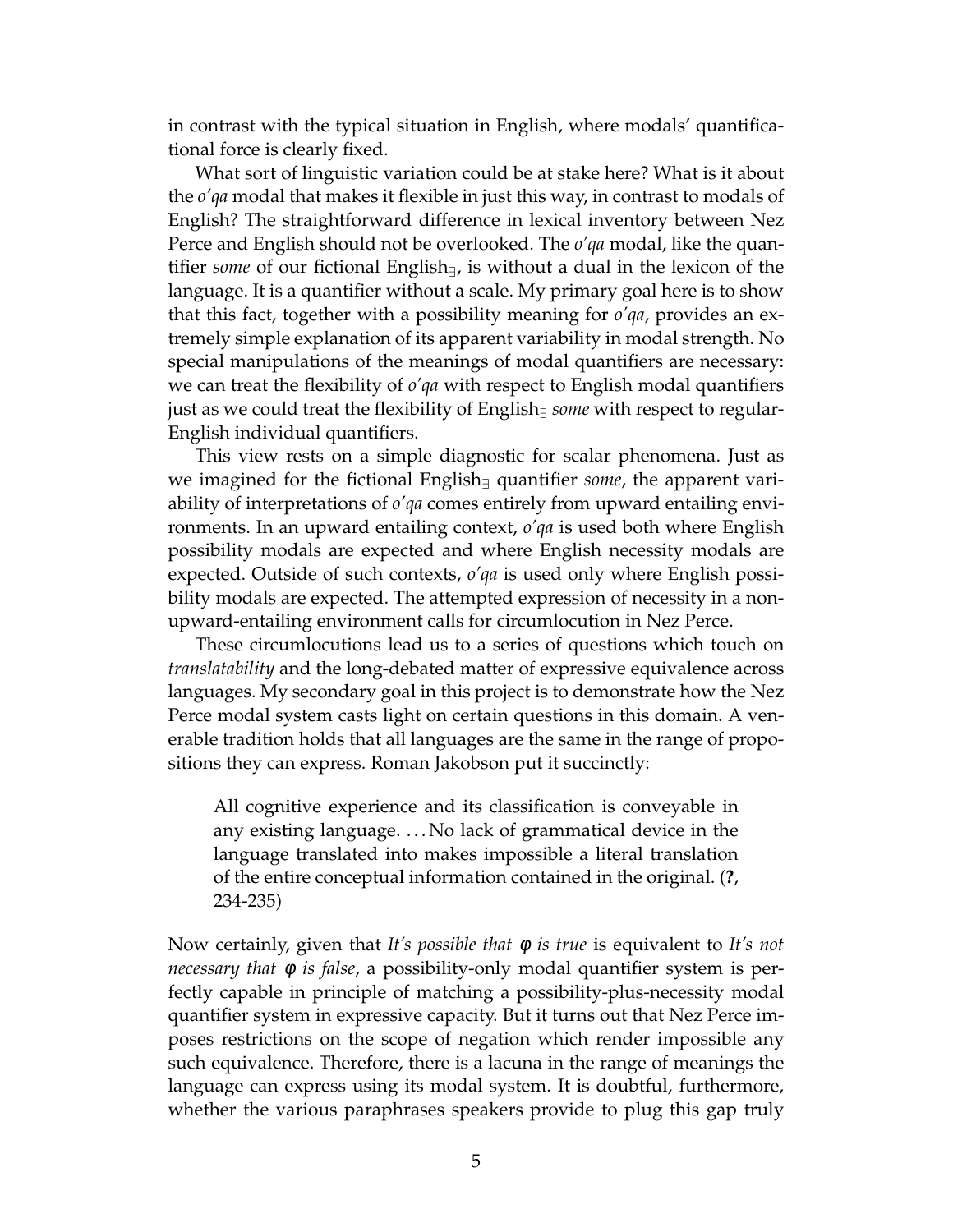in contrast with the typical situation in English, where modals' quantificational force is clearly fixed.

What sort of linguistic variation could be at stake here? What is it about the *o'qa* modal that makes it flexible in just this way, in contrast to modals of English? The straightforward difference in lexical inventory between Nez Perce and English should not be overlooked. The *o'qa* modal, like the quantifier *some* of our fictional English$_\exists$, is without a dual in the lexicon of the language. It is a quantifier without a scale. My primary goal here is to show that this fact, together with a possibility meaning for *o'qa*, provides an extremely simple explanation of its apparent variability in modal strength. No special manipulations of the meanings of modal quantifiers are necessary: we can treat the flexibility of *o'qa* with respect to English modal quantifiers just as we could treat the flexibility of English$_\exists$ *some* with respect to regular-English individual quantifiers.

This view rests on a simple diagnostic for scalar phenomena. Just as we imagined for the fictional English$_\exists$ quantifier *some*, the apparent variability of interpretations of *o'qa* comes entirely from upward entailing environments. In an upward entailing context, *o'qa* is used both where English possibility modals are expected and where English necessity modals are expected. Outside of such contexts, *o'qa* is used only where English possibility modals are expected. The attempted expression of necessity in a non-upward-entailing environment calls for circumlocution in Nez Perce.

These circumlocutions lead us to a series of questions which touch on *translatability* and the long-debated matter of expressive equivalence across languages. My secondary goal in this project is to demonstrate how the Nez Perce modal system casts light on certain questions in this domain. A venerable tradition holds that all languages are the same in the range of propositions they can express. Roman Jakobson put it succinctly:

> All cognitive experience and its classification is conveyable in any existing language. . . . No lack of grammatical device in the language translated into makes impossible a literal translation of the entire conceptual information contained in the original. (**?**, 234-235)

Now certainly, given that *It's possible that* $\phi$ *is true* is equivalent to *It's not necessary that* $\phi$ *is false*, a possibility-only modal quantifier system is perfectly capable in principle of matching a possibility-plus-necessity modal quantifier system in expressive capacity. But it turns out that Nez Perce imposes restrictions on the scope of negation which render impossible any such equivalence. Therefore, there is a lacuna in the range of meanings the language can express using its modal system. It is doubtful, furthermore, whether the various paraphrases speakers provide to plug this gap truly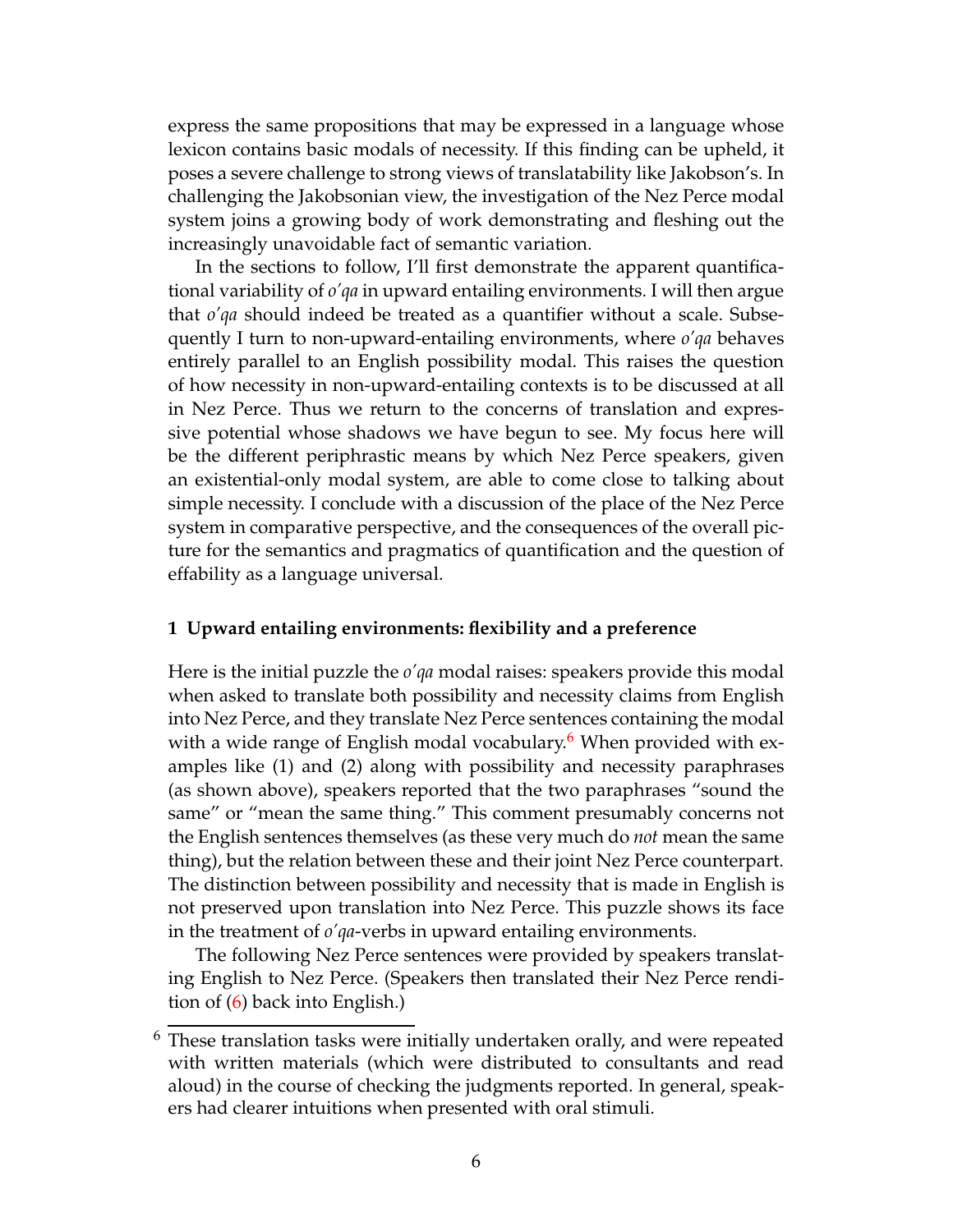express the same propositions that may be expressed in a language whose lexicon contains basic modals of necessity. If this finding can be upheld, it poses a severe challenge to strong views of translatability like Jakobson's. In challenging the Jakobsonian view, the investigation of the Nez Perce modal system joins a growing body of work demonstrating and fleshing out the increasingly unavoidable fact of semantic variation.

In the sections to follow, I'll first demonstrate the apparent quantificational variability of *o'qa* in upward entailing environments. I will then argue that *o'qa* should indeed be treated as a quantifier without a scale. Subsequently I turn to non-upward-entailing environments, where *o'qa* behaves entirely parallel to an English possibility modal. This raises the question of how necessity in non-upward-entailing contexts is to be discussed at all in Nez Perce. Thus we return to the concerns of translation and expressive potential whose shadows we have begun to see. My focus here will be the different periphrastic means by which Nez Perce speakers, given an existential-only modal system, are able to come close to talking about simple necessity. I conclude with a discussion of the place of the Nez Perce system in comparative perspective, and the consequences of the overall picture for the semantics and pragmatics of quantification and the question of effability as a language universal.

## 1 Upward entailing environments: flexibility and a preference

Here is the initial puzzle the *o'qa* modal raises: speakers provide this modal when asked to translate both possibility and necessity claims from English into Nez Perce, and they translate Nez Perce sentences containing the modal with a wide range of English modal vocabulary.[6] When provided with examples like (1) and (2) along with possibility and necessity paraphrases (as shown above), speakers reported that the two paraphrases "sound the same" or "mean the same thing." This comment presumably concerns not the English sentences themselves (as these very much do *not* mean the same thing), but the relation between these and their joint Nez Perce counterpart. The distinction between possibility and necessity that is made in English is not preserved upon translation into Nez Perce. This puzzle shows its face in the treatment of *o'qa*-verbs in upward entailing environments.

The following Nez Perce sentences were provided by speakers translating English to Nez Perce. (Speakers then translated their Nez Perce rendition of (6) back into English.)

[6] These translation tasks were initially undertaken orally, and were repeated with written materials (which were distributed to consultants and read aloud) in the course of checking the judgments reported. In general, speakers had clearer intuitions when presented with oral stimuli.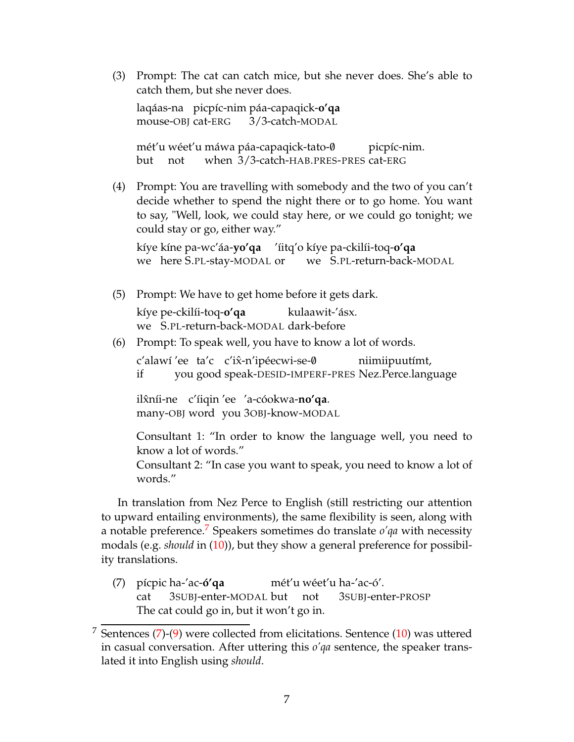(3) Prompt: The cat can catch mice, but she never does. She's able to catch them, but she never does.

laqáas-na picpíc-nim páa-capaqick-**o'qa**
mouse-OBJ cat-ERG 3/3-catch-MODAL

mét'u wéet'u máwa páa-capaqick-tato-∅ picpíc-nim.
but not when 3/3-catch-HAB.PRES-PRES cat-ERG

(4) Prompt: You are travelling with somebody and the two of you can't decide whether to spend the night there or to go home. You want to say, "Well, look, we could stay here, or we could go tonight; we could stay or go, either way."

kíye kíne pa-wc'áa-**yo'qa** 'íitq'o kíye pa-ckilíi-toq-**o'qa**
we here S.PL-stay-MODAL or we S.PL-return-back-MODAL

(5) Prompt: We have to get home before it gets dark.

kíye pe-ckilíi-toq-**o'qa** kulaawit-'ásx.
we S.PL-return-back-MODAL dark-before

(6) Prompt: To speak well, you have to know a lot of words.

c'alawí 'ee ta'c c'ix̂-n'ipéecwi-se-∅ niimiipuutímt,
if you good speak-DESID-IMPERF-PRES Nez.Perce.language

ilx̂níi-ne c'íiqin 'ee 'a-cóokwa-**no'qa**.
many-OBJ word you 3OBJ-know-MODAL

Consultant 1: "In order to know the language well, you need to know a lot of words."
Consultant 2: "In case you want to speak, you need to know a lot of words."

In translation from Nez Perce to English (still restricting our attention to upward entailing environments), the same flexibility is seen, along with a notable preference.[7] Speakers sometimes do translate *o'qa* with necessity modals (e.g. *should* in (10)), but they show a general preference for possibility translations.

(7) pícpic ha-'ac-**ó'qa** mét'u wéet'u ha-'ac-ó'.
cat 3SUBJ-enter-MODAL but not 3SUBJ-enter-PROSP
The cat could go in, but it won't go in.

[7] Sentences (7)-(9) were collected from elicitations. Sentence (10) was uttered in casual conversation. After uttering this *o'qa* sentence, the speaker translated it into English using *should*.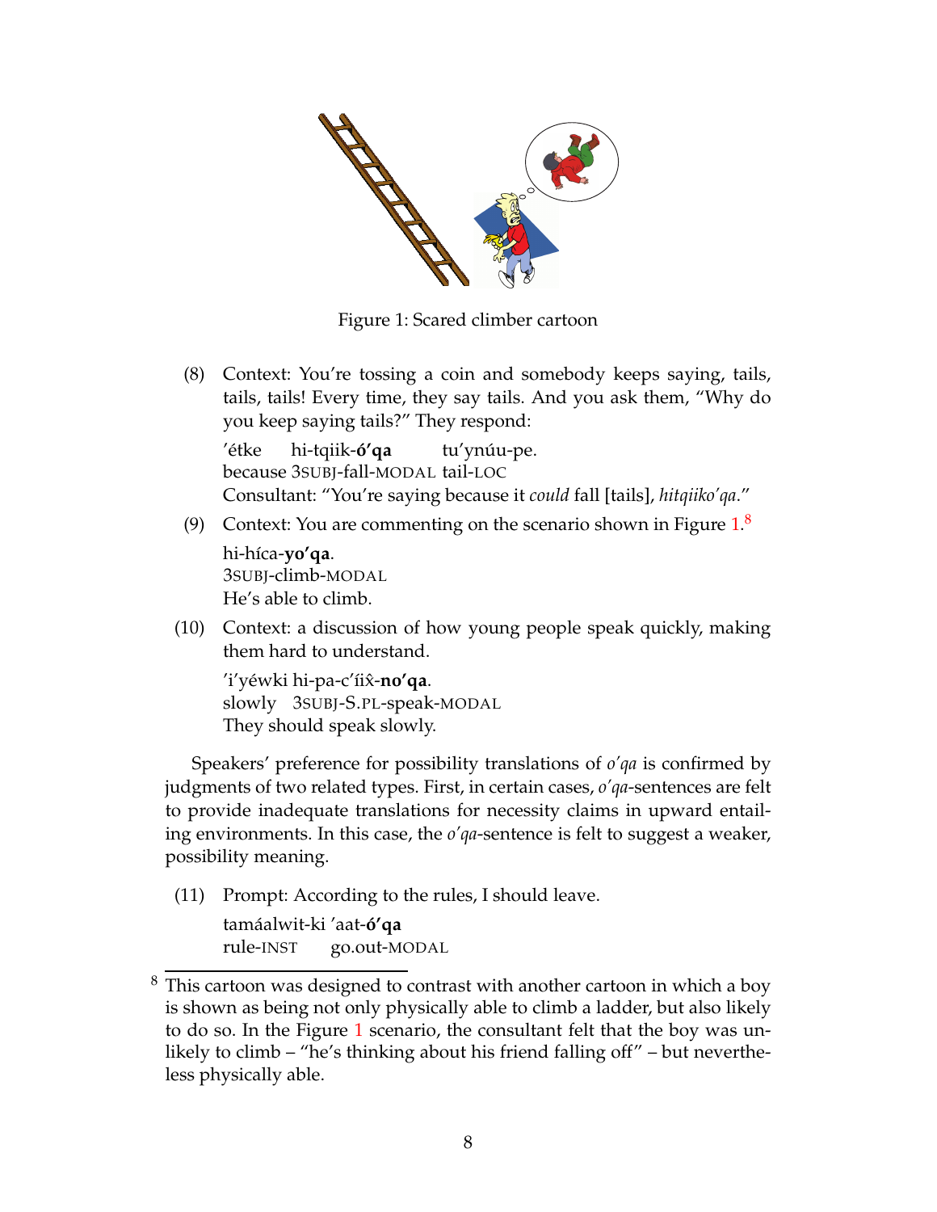Figure 1: Scared climber cartoon

(8) Context: You're tossing a coin and somebody keeps saying, tails, tails, tails! Every time, they say tails. And you ask them, "Why do you keep saying tails?" They respond:

'étke hi-tqiik-**ó'qa** tu'ynúu-pe.
because 3SUBJ-fall-MODAL tail-LOC
Consultant: "You're saying because it *could* fall [tails], *hitqiiko'qa*."

(9) Context: You are commenting on the scenario shown in Figure 1.[8]

hi-híca-**yo'qa**.
3SUBJ-climb-MODAL
He's able to climb.

(10) Context: a discussion of how young people speak quickly, making them hard to understand.

'i'yéwki hi-pa-c'íix̂-**no'qa**.
slowly 3SUBJ-S.PL-speak-MODAL
They should speak slowly.

Speakers' preference for possibility translations of *o'qa* is confirmed by judgments of two related types. First, in certain cases, *o'qa*-sentences are felt to provide inadequate translations for necessity claims in upward entailing environments. In this case, the *o'qa*-sentence is felt to suggest a weaker, possibility meaning.

(11) Prompt: According to the rules, I should leave.

tamáalwit-ki 'aat-**ó'qa**
rule-INST go.out-MODAL

[8] This cartoon was designed to contrast with another cartoon in which a boy is shown as being not only physically able to climb a ladder, but also likely to do so. In the Figure 1 scenario, the consultant felt that the boy was unlikely to climb – "he's thinking about his friend falling off" – but nevertheless physically able.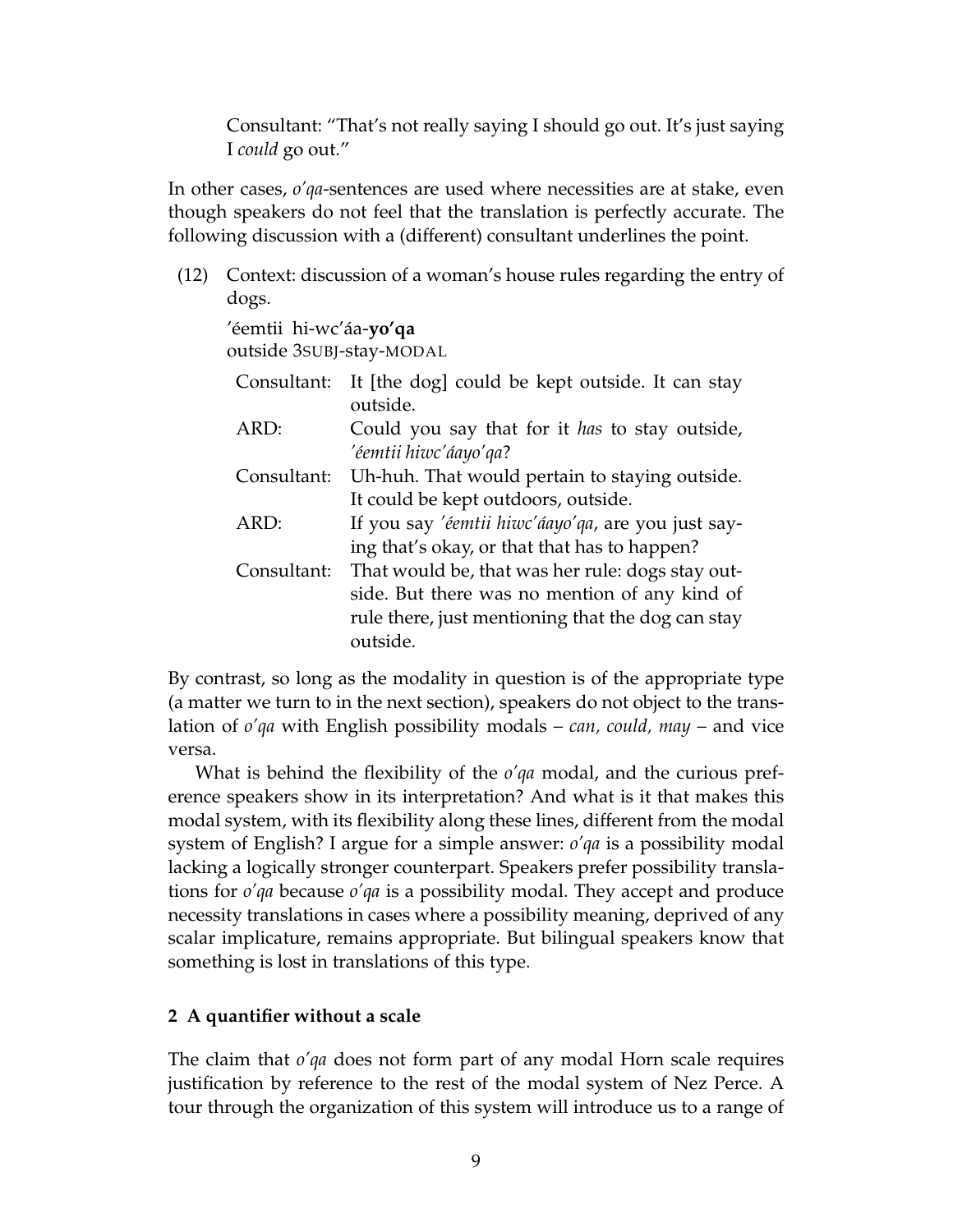Consultant: "That's not really saying I should go out. It's just saying I *could* go out."

In other cases, *o'qa*-sentences are used where necessities are at stake, even though speakers do not feel that the translation is perfectly accurate. The following discussion with a (different) consultant underlines the point.

(12) Context: discussion of a woman's house rules regarding the entry of dogs.

'éemtii hi-wc'áa-**yo'qa**
outside 3SUBJ-stay-MODAL

| | |
|---|---|
| Consultant: | It [the dog] could be kept outside. It can stay outside. |
| ARD: | Could you say that for it *has* to stay outside, *'éemtii hiwc'áayo'qa*? |
| Consultant: | Uh-huh. That would pertain to staying outside. It could be kept outdoors, outside. |
| ARD: | If you say *'éemtii hiwc'áayo'qa*, are you just saying that's okay, or that that has to happen? |
| Consultant: | That would be, that was her rule: dogs stay outside. But there was no mention of any kind of rule there, just mentioning that the dog can stay outside. |

By contrast, so long as the modality in question is of the appropriate type (a matter we turn to in the next section), speakers do not object to the translation of *o'qa* with English possibility modals – *can, could, may* – and vice versa.

What is behind the flexibility of the *o'qa* modal, and the curious preference speakers show in its interpretation? And what is it that makes this modal system, with its flexibility along these lines, different from the modal system of English? I argue for a simple answer: *o'qa* is a possibility modal lacking a logically stronger counterpart. Speakers prefer possibility translations for *o'qa* because *o'qa* is a possibility modal. They accept and produce necessity translations in cases where a possibility meaning, deprived of any scalar implicature, remains appropriate. But bilingual speakers know that something is lost in translations of this type.

## 2 A quantifier without a scale

The claim that *o'qa* does not form part of any modal Horn scale requires justification by reference to the rest of the modal system of Nez Perce. A tour through the organization of this system will introduce us to a range of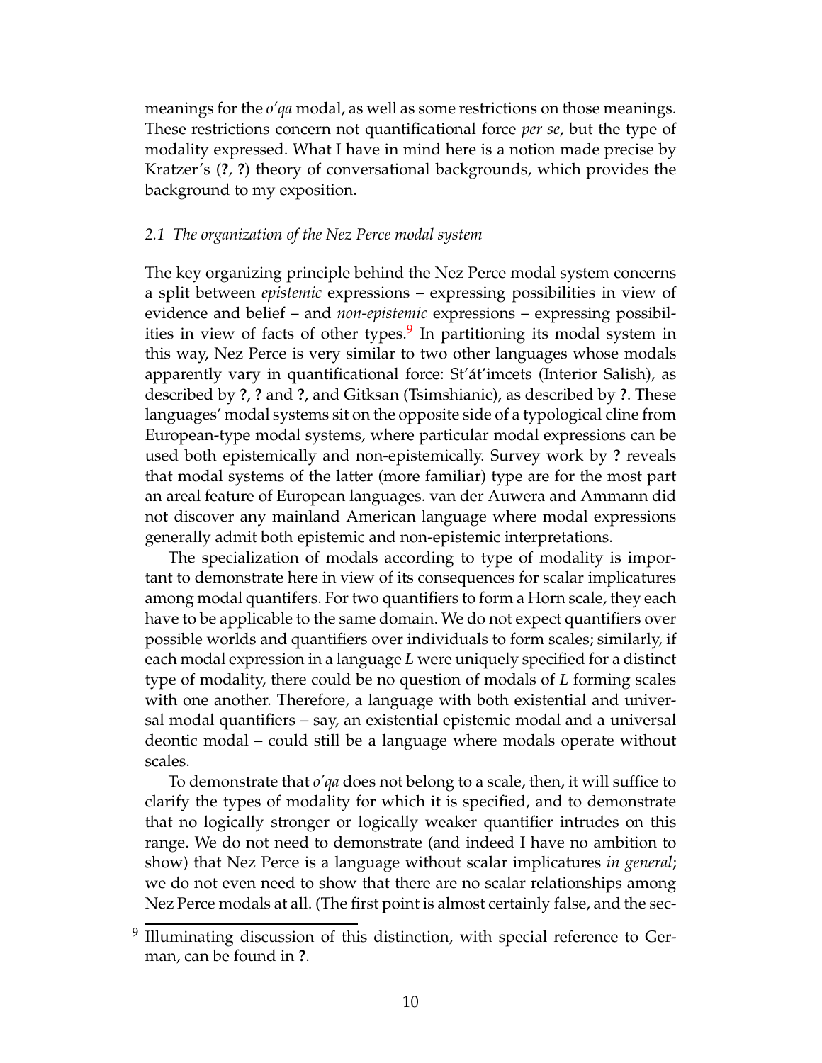meanings for the *o'qa* modal, as well as some restrictions on those meanings. These restrictions concern not quantificational force *per se*, but the type of modality expressed. What I have in mind here is a notion made precise by Kratzer's (**?**, **?**) theory of conversational backgrounds, which provides the background to my exposition.

### *2.1 The organization of the Nez Perce modal system*

The key organizing principle behind the Nez Perce modal system concerns a split between *epistemic* expressions – expressing possibilities in view of evidence and belief – and *non-epistemic* expressions – expressing possibilities in view of facts of other types.[9] In partitioning its modal system in this way, Nez Perce is very similar to two other languages whose modals apparently vary in quantificational force: St'át'imcets (Interior Salish), as described by **?**, **?** and **?**, and Gitksan (Tsimshianic), as described by **?**. These languages' modal systems sit on the opposite side of a typological cline from European-type modal systems, where particular modal expressions can be used both epistemically and non-epistemically. Survey work by **?** reveals that modal systems of the latter (more familiar) type are for the most part an areal feature of European languages. van der Auwera and Ammann did not discover any mainland American language where modal expressions generally admit both epistemic and non-epistemic interpretations.

The specialization of modals according to type of modality is important to demonstrate here in view of its consequences for scalar implicatures among modal quantifers. For two quantifiers to form a Horn scale, they each have to be applicable to the same domain. We do not expect quantifiers over possible worlds and quantifiers over individuals to form scales; similarly, if each modal expression in a language *L* were uniquely specified for a distinct type of modality, there could be no question of modals of *L* forming scales with one another. Therefore, a language with both existential and universal modal quantifiers – say, an existential epistemic modal and a universal deontic modal – could still be a language where modals operate without scales.

To demonstrate that *o'qa* does not belong to a scale, then, it will suffice to clarify the types of modality for which it is specified, and to demonstrate that no logically stronger or logically weaker quantifier intrudes on this range. We do not need to demonstrate (and indeed I have no ambition to show) that Nez Perce is a language without scalar implicatures *in general*; we do not even need to show that there are no scalar relationships among Nez Perce modals at all. (The first point is almost certainly false, and the sec-

[9] Illuminating discussion of this distinction, with special reference to German, can be found in **?**.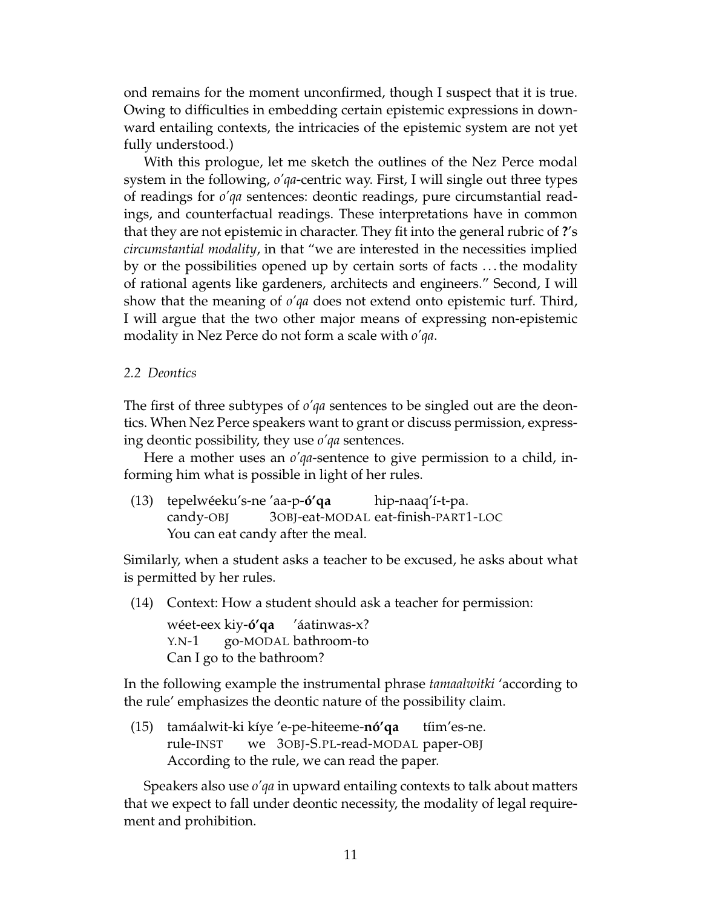ond remains for the moment unconfirmed, though I suspect that it is true. Owing to difficulties in embedding certain epistemic expressions in downward entailing contexts, the intricacies of the epistemic system are not yet fully understood.)

With this prologue, let me sketch the outlines of the Nez Perce modal system in the following, *o'qa*-centric way. First, I will single out three types of readings for *o'qa* sentences: deontic readings, pure circumstantial readings, and counterfactual readings. These interpretations have in common that they are not epistemic in character. They fit into the general rubric of **?**'s *circumstantial modality*, in that "we are interested in the necessities implied by or the possibilities opened up by certain sorts of facts ... the modality of rational agents like gardeners, architects and engineers." Second, I will show that the meaning of *o'qa* does not extend onto epistemic turf. Third, I will argue that the two other major means of expressing non-epistemic modality in Nez Perce do not form a scale with *o'qa*.

### *2.2 Deontics*

The first of three subtypes of *o'qa* sentences to be singled out are the deontics. When Nez Perce speakers want to grant or discuss permission, expressing deontic possibility, they use *o'qa* sentences.

Here a mother uses an *o'qa*-sentence to give permission to a child, informing him what is possible in light of her rules.

(13) tepelwéeku's-ne 'aa-p-**ó'qa** hip-naaq'í-t-pa.
candy-OBJ 3OBJ-eat-MODAL eat-finish-PART1-LOC
You can eat candy after the meal.

Similarly, when a student asks a teacher to be excused, he asks about what is permitted by her rules.

(14) Context: How a student should ask a teacher for permission:
wéet-eex kiy-**ó'qa** 'áatinwas-x?
Y.N-1 go-MODAL bathroom-to
Can I go to the bathroom?

In the following example the instrumental phrase *tamaalwitki* 'according to the rule' emphasizes the deontic nature of the possibility claim.

(15) tamáalwit-ki kíye 'e-pe-hiteeme-**nó'qa** tíim'es-ne.
rule-INST we 3OBJ-S.PL-read-MODAL paper-OBJ
According to the rule, we can read the paper.

Speakers also use *o'qa* in upward entailing contexts to talk about matters that we expect to fall under deontic necessity, the modality of legal requirement and prohibition.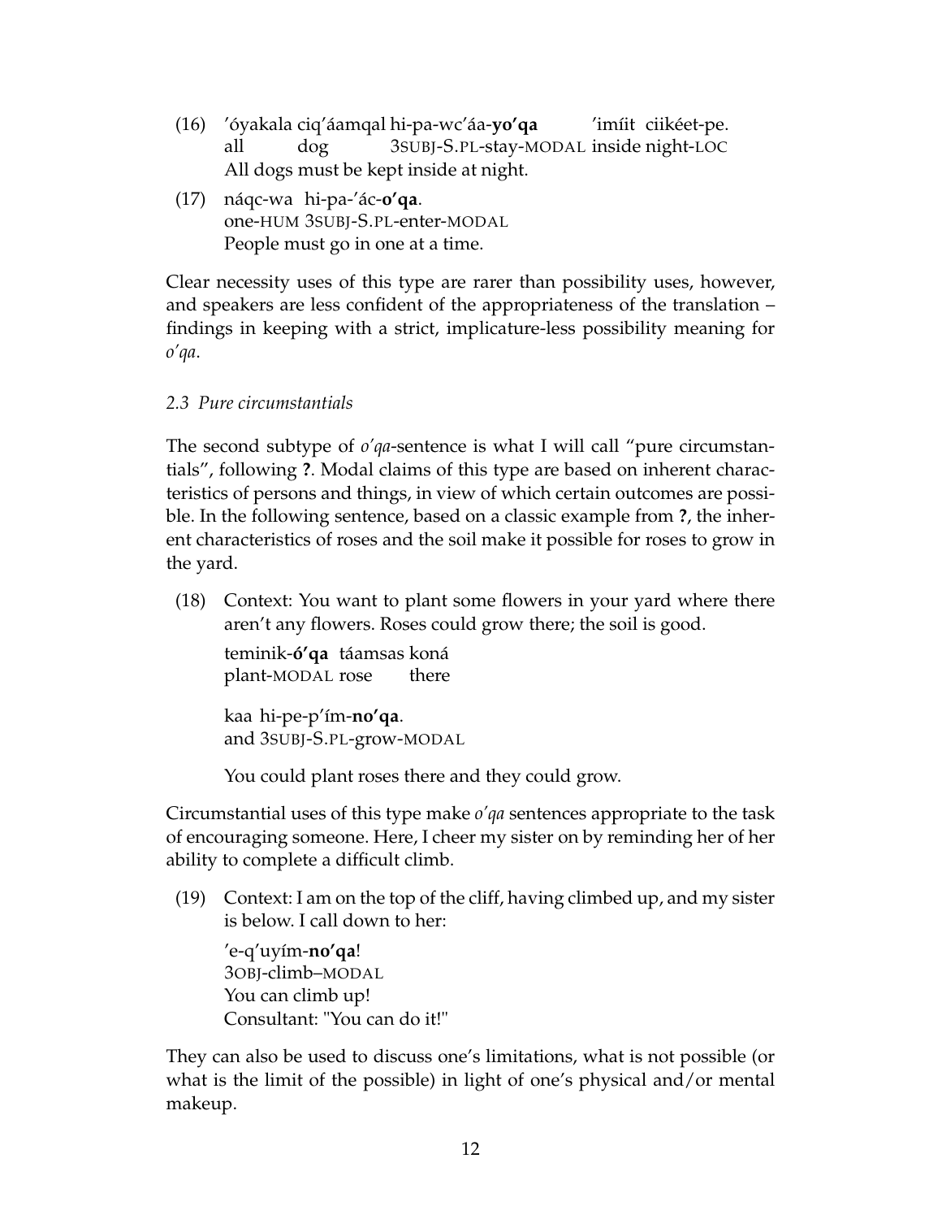(16) ʼóyakala ciqʼáamqal hi-pa-wcʼáa-**yoʼqa** ʼimíit ciikéet-pe.
all dog 3SUBJ-S.PL-stay-MODAL inside night-LOC
All dogs must be kept inside at night.

(17) náqc-wa hi-pa-ʼác-**oʼqa**.
one-HUM 3SUBJ-S.PL-enter-MODAL
People must go in one at a time.

Clear necessity uses of this type are rarer than possibility uses, however, and speakers are less confident of the appropriateness of the translation – findings in keeping with a strict, implicature-less possibility meaning for *oʼqa*.

### *2.3 Pure circumstantials*

The second subtype of *oʼqa*-sentence is what I will call "pure circumstantials", following **?**. Modal claims of this type are based on inherent characteristics of persons and things, in view of which certain outcomes are possible. In the following sentence, based on a classic example from **?**, the inherent characteristics of roses and the soil make it possible for roses to grow in the yard.

(18) Context: You want to plant some flowers in your yard where there aren't any flowers. Roses could grow there; the soil is good.

teminik-**óʼqa** táamsas koná
plant-MODAL rose there

kaa hi-pe-pʼím-**noʼqa**.
and 3SUBJ-S.PL-grow-MODAL

You could plant roses there and they could grow.

Circumstantial uses of this type make *oʼqa* sentences appropriate to the task of encouraging someone. Here, I cheer my sister on by reminding her of her ability to complete a difficult climb.

(19) Context: I am on the top of the cliff, having climbed up, and my sister is below. I call down to her:

ʼe-qʼuyím-**noʼqa**!
3OBJ-climb–MODAL
You can climb up!
Consultant: "You can do it!"

They can also be used to discuss one's limitations, what is not possible (or what is the limit of the possible) in light of one's physical and/or mental makeup.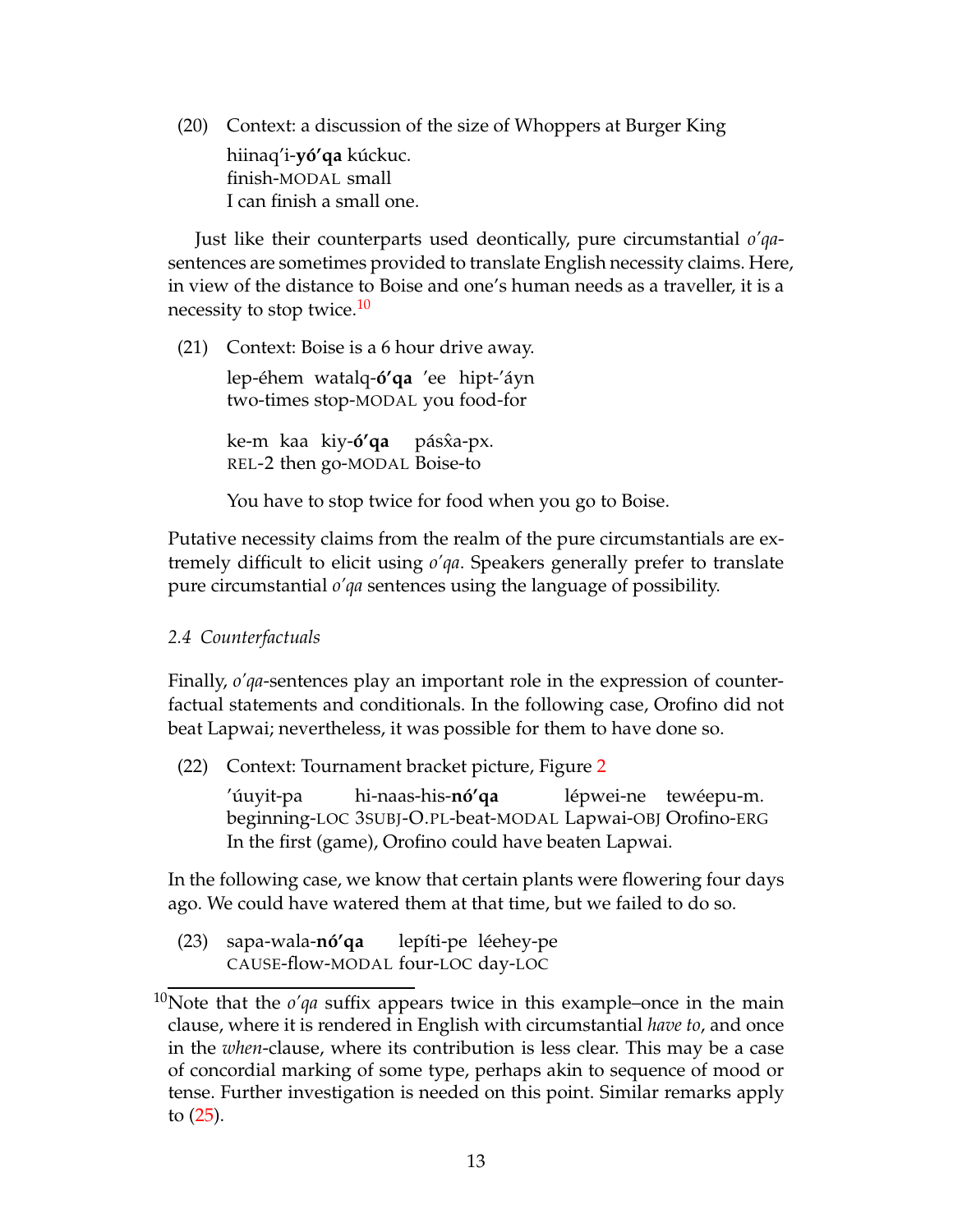(20) Context: a discussion of the size of Whoppers at Burger King

hiinaq'i-**yó'qa** kúckuc.
finish-MODAL small
I can finish a small one.

Just like their counterparts used deontically, pure circumstantial *o'qa*-sentences are sometimes provided to translate English necessity claims. Here, in view of the distance to Boise and one's human needs as a traveller, it is a necessity to stop twice.[10]

(21) Context: Boise is a 6 hour drive away.

lep-éhem watalq-**ó'qa** 'ee hipt-'áyn
two-times stop-MODAL you food-for

ke-m kaa kiy-**ó'qa** pásx̂a-px.
REL-2 then go-MODAL Boise-to

You have to stop twice for food when you go to Boise.

Putative necessity claims from the realm of the pure circumstantials are extremely difficult to elicit using *o'qa*. Speakers generally prefer to translate pure circumstantial *o'qa* sentences using the language of possibility.

### 2.4 Counterfactuals

Finally, *o'qa*-sentences play an important role in the expression of counterfactual statements and conditionals. In the following case, Orofino did not beat Lapwai; nevertheless, it was possible for them to have done so.

(22) Context: Tournament bracket picture, Figure 2

'úuyit-pa hi-naas-his-**nó'qa** lépwei-ne tewéepu-m.
beginning-LOC 3SUBJ-O.PL-beat-MODAL Lapwai-OBJ Orofino-ERG
In the first (game), Orofino could have beaten Lapwai.

In the following case, we know that certain plants were flowering four days ago. We could have watered them at that time, but we failed to do so.

(23) sapa-wala-**nó'qa** lepíti-pe léehey-pe
CAUSE-flow-MODAL four-LOC day-LOC

[10] Note that the *o'qa* suffix appears twice in this example–once in the main clause, where it is rendered in English with circumstantial *have to*, and once in the *when*-clause, where its contribution is less clear. This may be a case of concordial marking of some type, perhaps akin to sequence of mood or tense. Further investigation is needed on this point. Similar remarks apply to (25).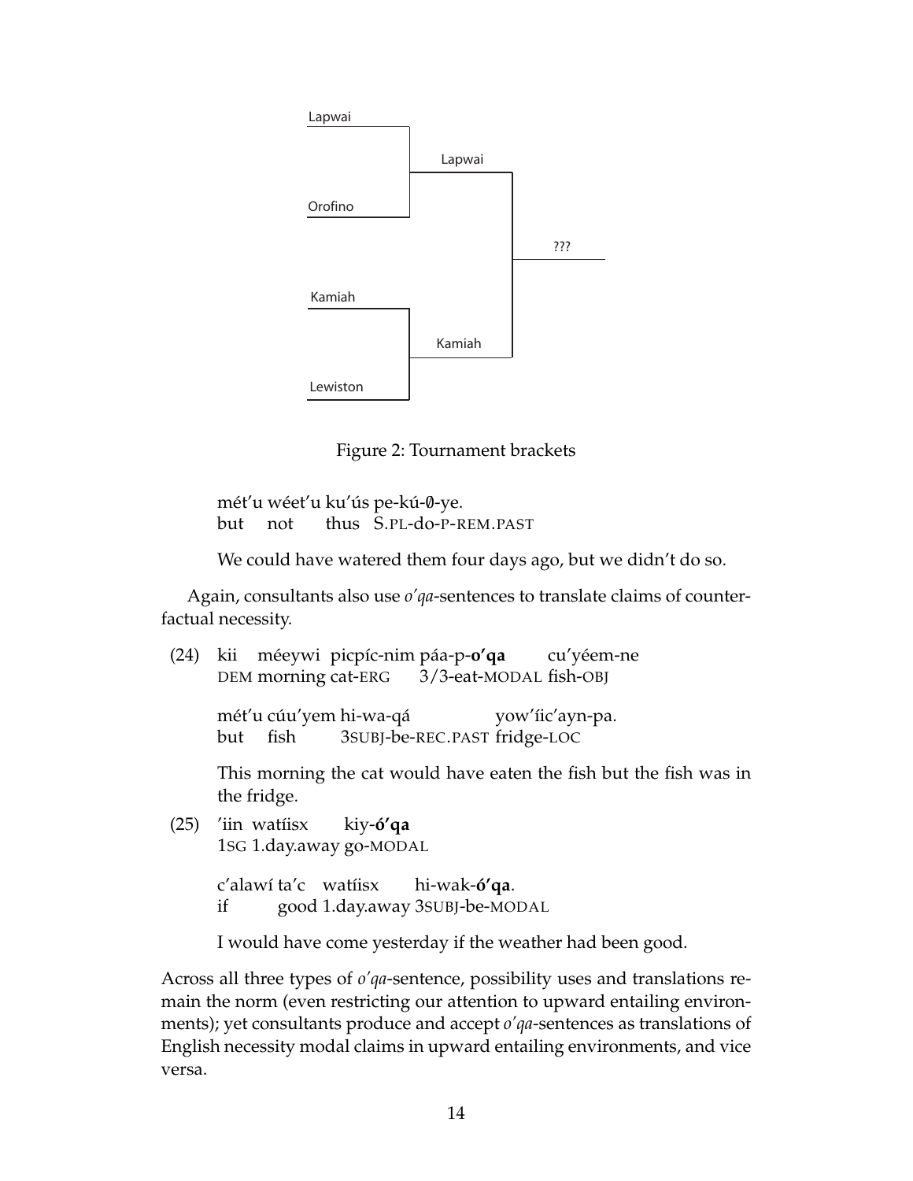Lapwai

Orofino

Lapwai

???

Kamiah

Kamiah

Lewiston

Figure 2: Tournament brackets

mét'u wéet'u ku'ús pe-kú-∅-ye.
but not thus S.PL-do-P-REM.PAST

We could have watered them four days ago, but we didn't do so.

Again, consultants also use *o'qa*-sentences to translate claims of counterfactual necessity.

(24) kii méeywi picpíc-nim páa-p-**o'qa** cu'yéem-ne
DEM morning cat-ERG 3/3-eat-MODAL fish-OBJ

mét'u cúu'yem hi-wa-qá yow'íic'ayn-pa.
but fish 3SUBJ-be-REC.PAST fridge-LOC

This morning the cat would have eaten the fish but the fish was in the fridge.

(25) 'iin watíisx kiy-**ó'qa**
1SG 1.day.away go-MODAL

c'alawí ta'c watíisx hi-wak-**ó'qa**.
if good 1.day.away 3SUBJ-be-MODAL

I would have come yesterday if the weather had been good.

Across all three types of *o'qa*-sentence, possibility uses and translations remain the norm (even restricting our attention to upward entailing environments); yet consultants produce and accept *o'qa*-sentences as translations of English necessity modal claims in upward entailing environments, and vice versa.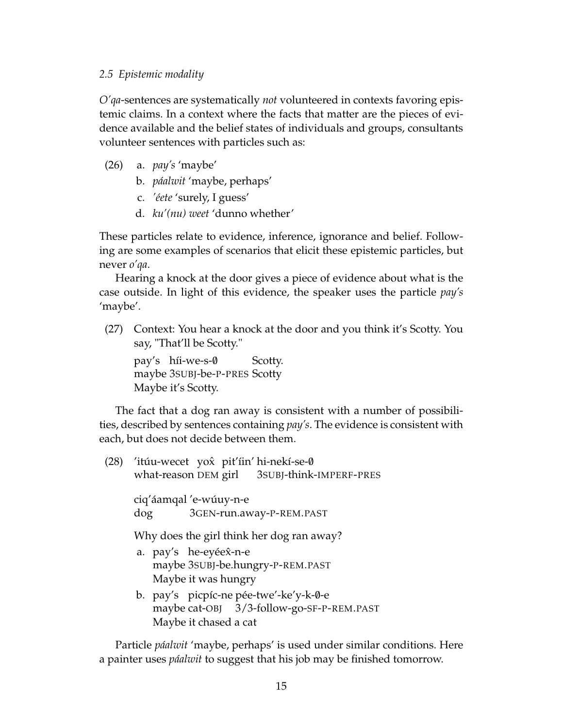### 2.5 Epistemic modality

*O'qa*-sentences are systematically *not* volunteered in contexts favoring epistemic claims. In a context where the facts that matter are the pieces of evidence available and the belief states of individuals and groups, consultants volunteer sentences with particles such as:

(26) a. *pay's* 'maybe'
     b. *páalwit* 'maybe, perhaps'
     c. *'éete* 'surely, I guess'
     d. *ku'(nu) weet* 'dunno whether'

These particles relate to evidence, inference, ignorance and belief. Following are some examples of scenarios that elicit these epistemic particles, but never *o'qa*.

Hearing a knock at the door gives a piece of evidence about what is the case outside. In light of this evidence, the speaker uses the particle *pay's* 'maybe'.

(27) Context: You hear a knock at the door and you think it's Scotty. You say, "That'll be Scotty."

pay's híi-we-s-∅ Scotty.
maybe 3SUBJ-be-P-PRES Scotty
Maybe it's Scotty.

The fact that a dog ran away is consistent with a number of possibilities, described by sentences containing *pay's*. The evidence is consistent with each, but does not decide between them.

(28) 'itúu-wecet yox̂ pit'íin' hi-nekí-se-∅
what-reason DEM girl 3SUBJ-think-IMPERF-PRES

ciq'áamqal 'e-wúuy-n-e
dog 3GEN-run.away-P-REM.PAST

Why does the girl think her dog ran away?

a. pay's he-eyéex̂-n-e
   maybe 3SUBJ-be.hungry-P-REM.PAST
   Maybe it was hungry

b. pay's picpíc-ne pée-twe'-ke'y-k-∅-e
   maybe cat-OBJ 3/3-follow-go-SF-P-REM.PAST
   Maybe it chased a cat

Particle *páalwit* 'maybe, perhaps' is used under similar conditions. Here a painter uses *páalwit* to suggest that his job may be finished tomorrow.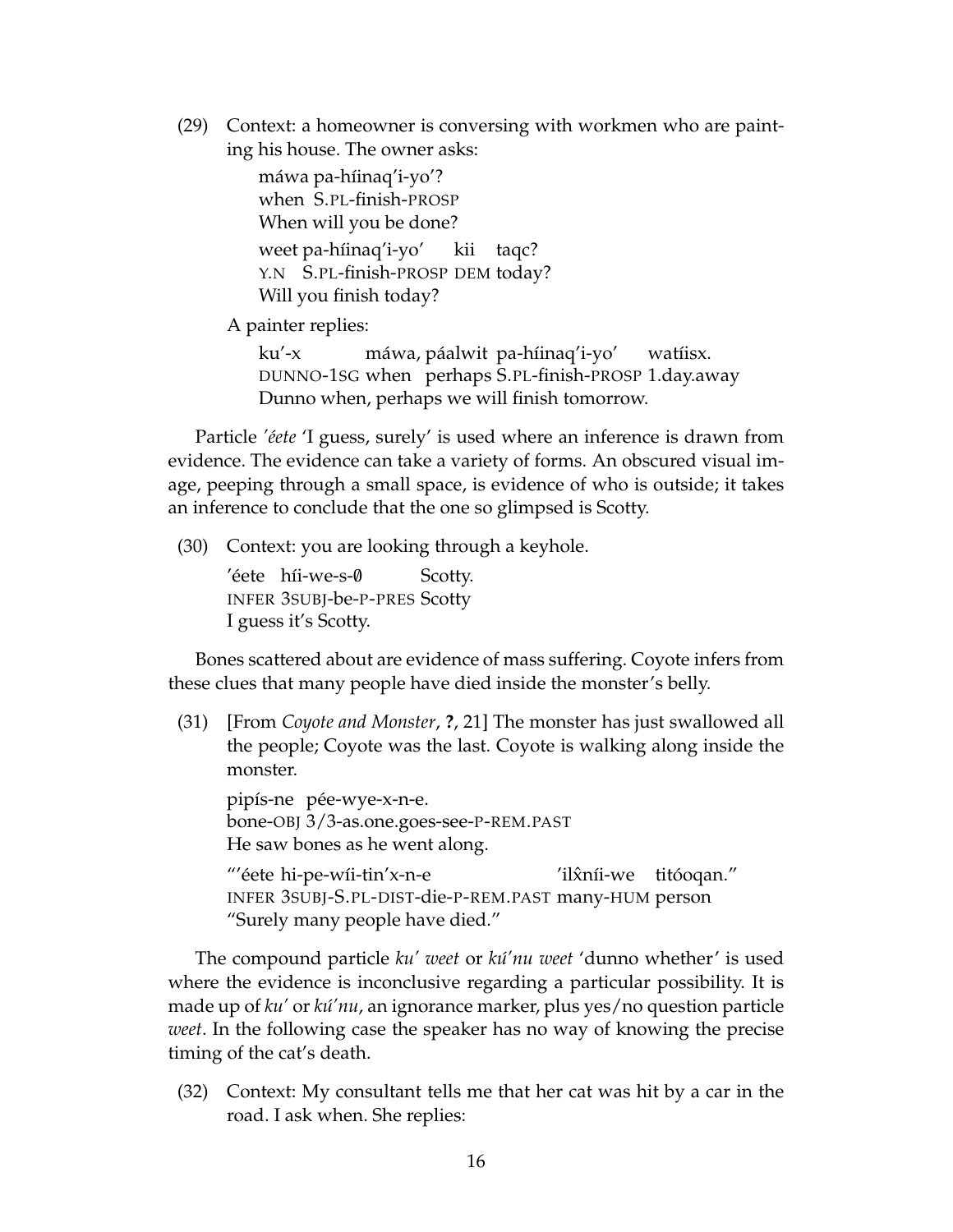(29) Context: a homeowner is conversing with workmen who are painting his house. The owner asks:

máwa pa-híinaq'i-yo'?
when S.PL-finish-PROSP
When will you be done?

weet pa-híinaq'i-yo' kii taqc?
Y.N S.PL-finish-PROSP DEM today?
Will you finish today?

A painter replies:

ku'-x máwa, páalwit pa-híinaq'i-yo' watíisx.
DUNNO-1SG when perhaps S.PL-finish-PROSP 1.day.away
Dunno when, perhaps we will finish tomorrow.

Particle *'éete* 'I guess, surely' is used where an inference is drawn from evidence. The evidence can take a variety of forms. An obscured visual image, peeping through a small space, is evidence of who is outside; it takes an inference to conclude that the one so glimpsed is Scotty.

(30) Context: you are looking through a keyhole.

'éete híi-we-s-∅ Scotty.
INFER 3SUBJ-be-P-PRES Scotty
I guess it's Scotty.

Bones scattered about are evidence of mass suffering. Coyote infers from these clues that many people have died inside the monster's belly.

(31) [From *Coyote and Monster*, **?**, 21] The monster has just swallowed all the people; Coyote was the last. Coyote is walking along inside the monster.

pipís-ne pée-wye-x-n-e.
bone-OBJ 3/3-as.one.goes-see-P-REM.PAST
He saw bones as he went along.

"'éete hi-pe-wíi-tin'x-n-e 'ilx̂níi-we titóoqan."
INFER 3SUBJ-S.PL-DIST-die-P-REM.PAST many-HUM person
"Surely many people have died."

The compound particle *ku' weet* or *kú'nu weet* 'dunno whether' is used where the evidence is inconclusive regarding a particular possibility. It is made up of *ku'* or *kú'nu*, an ignorance marker, plus yes/no question particle *weet*. In the following case the speaker has no way of knowing the precise timing of the cat's death.

(32) Context: My consultant tells me that her cat was hit by a car in the road. I ask when. She replies: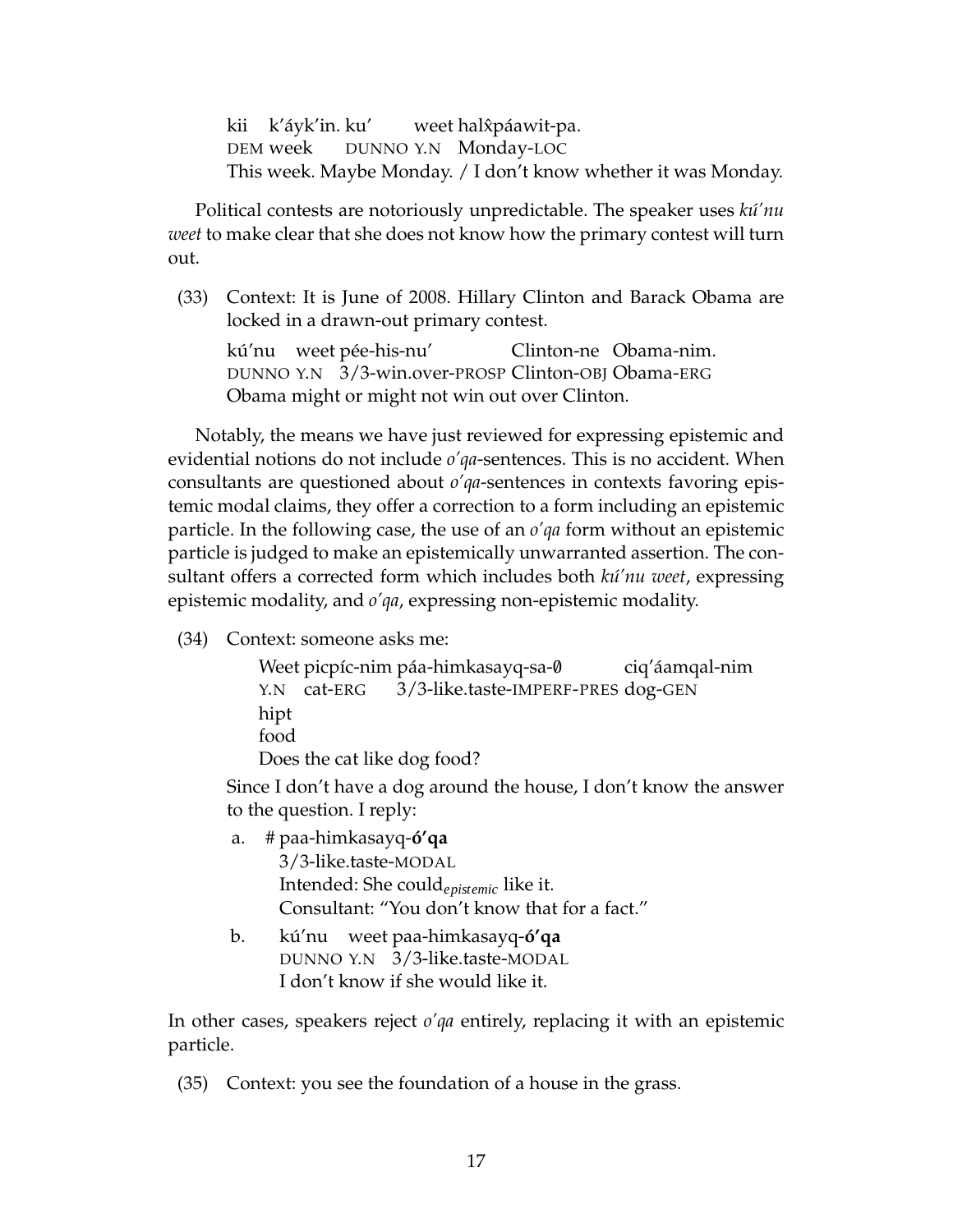kii k'áyk'in. ku' weet halx̂páawit-pa.
DEM week DUNNO Y.N Monday-LOC
This week. Maybe Monday. / I don't know whether it was Monday.

Political contests are notoriously unpredictable. The speaker uses *kú'nu weet* to make clear that she does not know how the primary contest will turn out.

(33) Context: It is June of 2008. Hillary Clinton and Barack Obama are locked in a drawn-out primary contest.

kú'nu weet pée-his-nu' Clinton-ne Obama-nim.
DUNNO Y.N 3/3-win.over-PROSP Clinton-OBJ Obama-ERG
Obama might or might not win out over Clinton.

Notably, the means we have just reviewed for expressing epistemic and evidential notions do not include *o'qa*-sentences. This is no accident. When consultants are questioned about *o'qa*-sentences in contexts favoring epistemic modal claims, they offer a correction to a form including an epistemic particle. In the following case, the use of an *o'qa* form without an epistemic particle is judged to make an epistemically unwarranted assertion. The consultant offers a corrected form which includes both *kú'nu weet*, expressing epistemic modality, and *o'qa*, expressing non-epistemic modality.

(34) Context: someone asks me:

Weet picpíc-nim páa-himkasayq-sa-∅ ciq'áamqal-nim hipt
Y.N cat-ERG 3/3-like.taste-IMPERF-PRES dog-GEN food
Does the cat like dog food?

Since I don't have a dog around the house, I don't know the answer to the question. I reply:

a. # paa-himkasayq-**ó'qa**
3/3-like.taste-MODAL
Intended: She could$_{epistemic}$ like it.
Consultant: "You don't know that for a fact."

b. kú'nu weet paa-himkasayq-**ó'qa**
DUNNO Y.N 3/3-like.taste-MODAL
I don't know if she would like it.

In other cases, speakers reject *o'qa* entirely, replacing it with an epistemic particle.

(35) Context: you see the foundation of a house in the grass.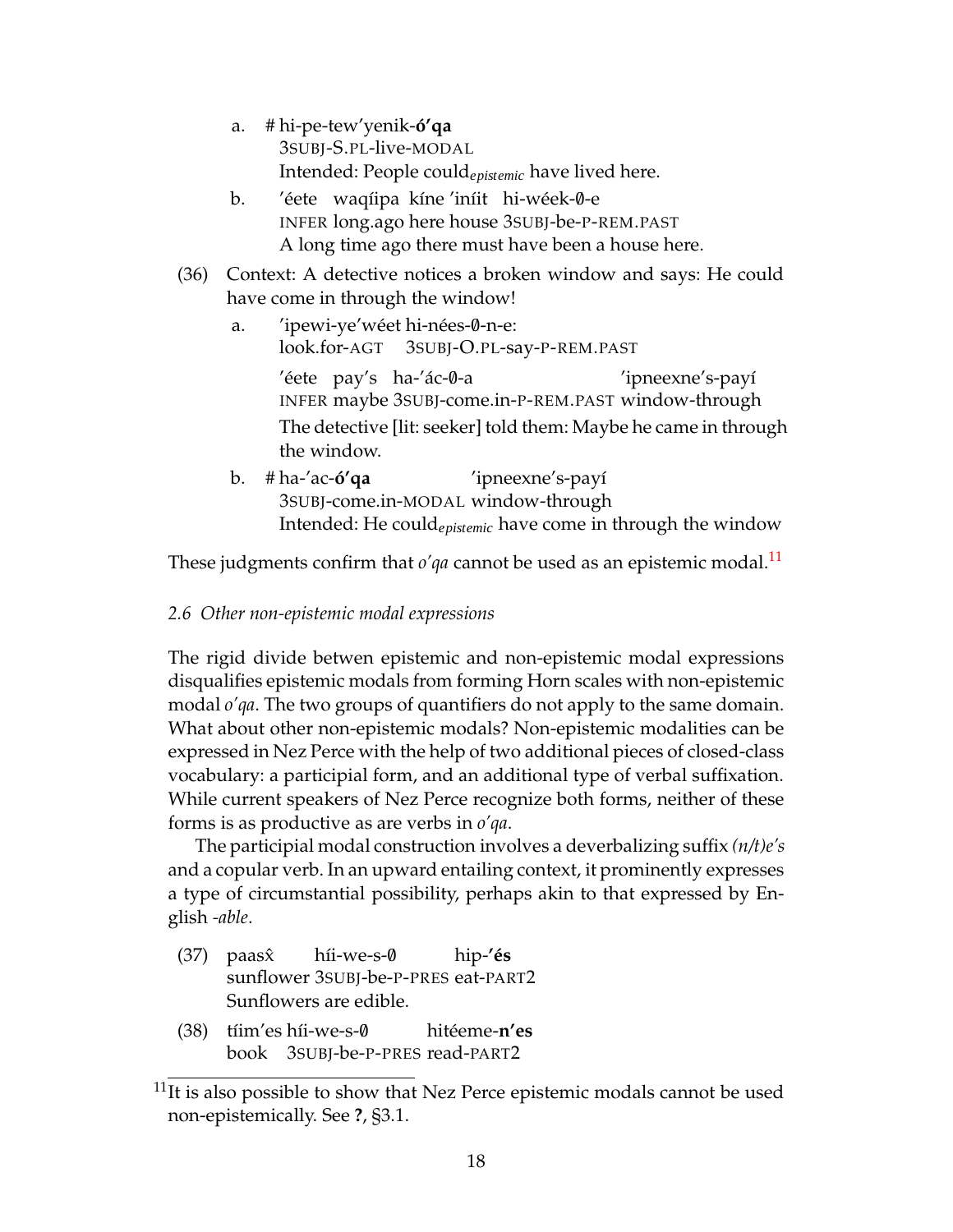a. # hi-pe-tew'yenik-**ó'qa**
   3SUBJ-S.PL-live-MODAL
   Intended: People could$_{epistemic}$ have lived here.

b. 'éete waqíipa kíne 'iníit hi-wéek-∅-e
   INFER long.ago here house 3SUBJ-be-P-REM.PAST
   A long time ago there must have been a house here.

(36) Context: A detective notices a broken window and says: He could have come in through the window!

a. 'ipewi-ye'wéet hi-nées-∅-n-e:
   look.for-AGT 3SUBJ-O.PL-say-P-REM.PAST
   'éete pay's ha-'ác-∅-a 'ipneexne's-payí
   INFER maybe 3SUBJ-come.in-P-REM.PAST window-through
   The detective [lit: seeker] told them: Maybe he came in through the window.

b. # ha-'ac-**ó'qa** 'ipneexne's-payí
   3SUBJ-come.in-MODAL window-through
   Intended: He could$_{epistemic}$ have come in through the window

These judgments confirm that *o'qa* cannot be used as an epistemic modal.[11]

### 2.6 Other non-epistemic modal expressions

The rigid divide betwen epistemic and non-epistemic modal expressions disqualifies epistemic modals from forming Horn scales with non-epistemic modal *o'qa*. The two groups of quantifiers do not apply to the same domain. What about other non-epistemic modals? Non-epistemic modalities can be expressed in Nez Perce with the help of two additional pieces of closed-class vocabulary: a participial form, and an additional type of verbal suffixation. While current speakers of Nez Perce recognize both forms, neither of these forms is as productive as are verbs in *o'qa*.

The participial modal construction involves a deverbalizing suffix *(n/t)e's* and a copular verb. In an upward entailing context, it prominently expresses a type of circumstantial possibility, perhaps akin to that expressed by English *-able*.

(37) paasx̂ híi-we-s-∅ hip-**'és**
   sunflower 3SUBJ-be-P-PRES eat-PART2
   Sunflowers are edible.

(38) tíim'es híi-we-s-∅ hitéeme-**n'es**
   book 3SUBJ-be-P-PRES read-PART2

[11] It is also possible to show that Nez Perce epistemic modals cannot be used non-epistemically. See **?**, §3.1.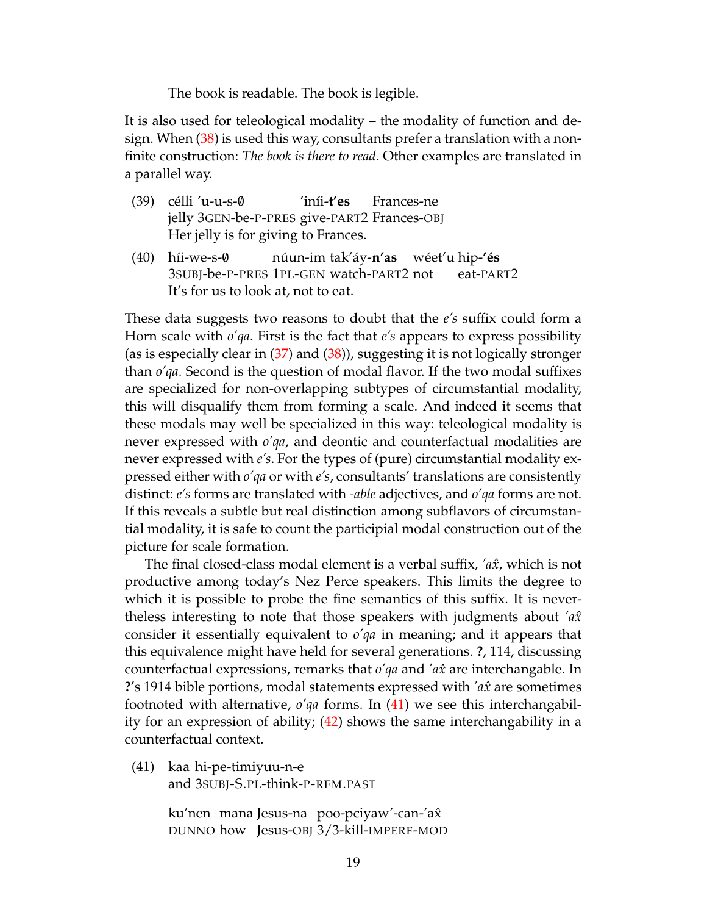The book is readable. The book is legible.

It is also used for teleological modality – the modality of function and design. When (38) is used this way, consultants prefer a translation with a non-finite construction: *The book is there to read*. Other examples are translated in a parallel way.

(39) célli ’u-u-s-∅ ’iníi-**t’es** Frances-ne
jelly 3GEN-be-P-PRES give-PART2 Frances-OBJ
Her jelly is for giving to Frances.

(40) híi-we-s-∅ núun-im tak’áy-**n’as** wéet’u hip-**’és**
3SUBJ-be-P-PRES 1PL-GEN watch-PART2 not eat-PART2
It’s for us to look at, not to eat.

These data suggests two reasons to doubt that the *e’s* suffix could form a Horn scale with *o’qa*. First is the fact that *e’s* appears to express possibility (as is especially clear in (37) and (38)), suggesting it is not logically stronger than *o’qa*. Second is the question of modal flavor. If the two modal suffixes are specialized for non-overlapping subtypes of circumstantial modality, this will disqualify them from forming a scale. And indeed it seems that these modals may well be specialized in this way: teleological modality is never expressed with *o’qa*, and deontic and counterfactual modalities are never expressed with *e’s*. For the types of (pure) circumstantial modality expressed either with *o’qa* or with *e’s*, consultants’ translations are consistently distinct: *e’s* forms are translated with *-able* adjectives, and *o’qa* forms are not. If this reveals a subtle but real distinction among subflavors of circumstantial modality, it is safe to count the participial modal construction out of the picture for scale formation.

The final closed-class modal element is a verbal suffix, *’ax̂*, which is not productive among today’s Nez Perce speakers. This limits the degree to which it is possible to probe the fine semantics of this suffix. It is nevertheless interesting to note that those speakers with judgments about *’ax̂* consider it essentially equivalent to *o’qa* in meaning; and it appears that this equivalence might have held for several generations. **?**, 114, discussing counterfactual expressions, remarks that *o’qa* and *’ax̂* are interchangable. In **?**’s 1914 bible portions, modal statements expressed with *’ax̂* are sometimes footnoted with alternative, *o’qa* forms. In (41) we see this interchangability for an expression of ability; (42) shows the same interchangability in a counterfactual context.

(41) kaa hi-pe-timiyuu-n-e
and 3SUBJ-S.PL-think-P-REM.PAST

ku’nen mana Jesus-na poo-pciyaw’-can-’ax̂
DUNNO how Jesus-OBJ 3/3-kill-IMPERF-MOD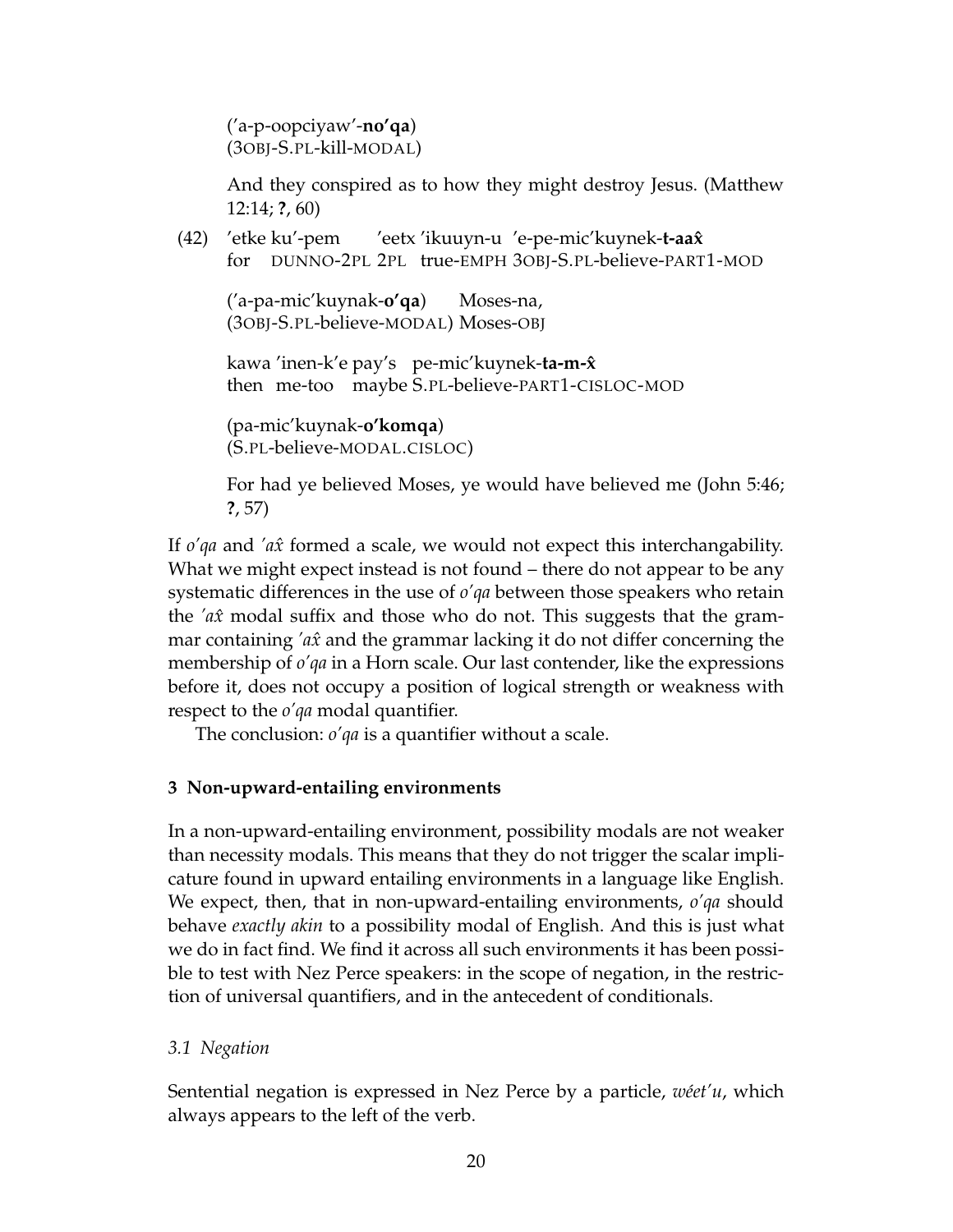('a-p-oopciyaw'-**no'qa**)
(3OBJ-S.PL-kill-MODAL)

And they conspired as to how they might destroy Jesus. (Matthew 12:14; **?**, 60)

(42) 'etke ku'-pem 'eetx 'ikuuyn-u 'e-pe-mic'kuynek-**t-aax̂**
for DUNNO-2PL 2PL true-EMPH 3OBJ-S.PL-believe-PART1-MOD

('a-pa-mic'kuynak-**o'qa**) Moses-na,
(3OBJ-S.PL-believe-MODAL) Moses-OBJ

kawa 'inen-k'e pay's pe-mic'kuynek-**ta-m-x̂**
then me-too maybe S.PL-believe-PART1-CISLOC-MOD

(pa-mic'kuynak-**o'komqa**)
(S.PL-believe-MODAL.CISLOC)

For had ye believed Moses, ye would have believed me (John 5:46; **?**, 57)

If *o'qa* and *'ax̂* formed a scale, we would not expect this interchangability. What we might expect instead is not found – there do not appear to be any systematic differences in the use of *o'qa* between those speakers who retain the *'ax̂* modal suffix and those who do not. This suggests that the grammar containing *'ax̂* and the grammar lacking it do not differ concerning the membership of *o'qa* in a Horn scale. Our last contender, like the expressions before it, does not occupy a position of logical strength or weakness with respect to the *o'qa* modal quantifier.

The conclusion: *o'qa* is a quantifier without a scale.

## 3 Non-upward-entailing environments

In a non-upward-entailing environment, possibility modals are not weaker than necessity modals. This means that they do not trigger the scalar implicature found in upward entailing environments in a language like English. We expect, then, that in non-upward-entailing environments, *o'qa* should behave *exactly akin* to a possibility modal of English. And this is just what we do in fact find. We find it across all such environments it has been possible to test with Nez Perce speakers: in the scope of negation, in the restriction of universal quantifiers, and in the antecedent of conditionals.

### *3.1 Negation*

Sentential negation is expressed in Nez Perce by a particle, *wéet'u*, which always appears to the left of the verb.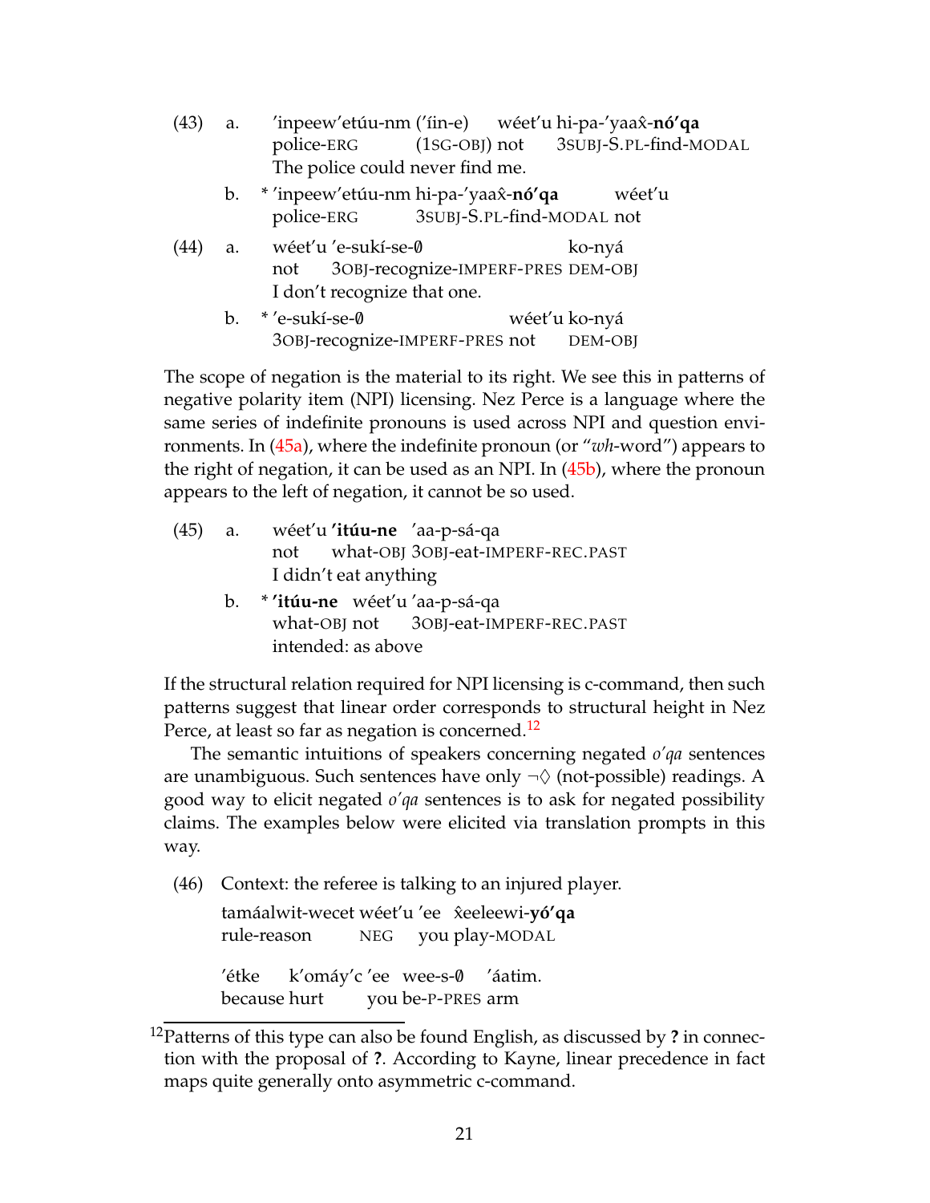(43) a. 'inpeew'etúu-nm ('íin-e) wéet'u hi-pa-'yaax̂-**nó'qa**
   police-ERG (1SG-OBJ) not 3SUBJ-S.PL-find-MODAL
   The police could never find me.

   b. * 'inpeew'etúu-nm hi-pa-'yaax̂-**nó'qa** wéet'u
   police-ERG 3SUBJ-S.PL-find-MODAL not

(44) a. wéet'u 'e-sukí-se-∅ ko-nyá
   not 3OBJ-recognize-IMPERF-PRES DEM-OBJ
   I don't recognize that one.

   b. * 'e-sukí-se-∅ wéet'u ko-nyá
   3OBJ-recognize-IMPERF-PRES not DEM-OBJ

The scope of negation is the material to its right. We see this in patterns of negative polarity item (NPI) licensing. Nez Perce is a language where the same series of indefinite pronouns is used across NPI and question environments. In (45a), where the indefinite pronoun (or "*wh*-word") appears to the right of negation, it can be used as an NPI. In (45b), where the pronoun appears to the left of negation, it cannot be so used.

(45) a. wéet'u **'itúu-ne** 'aa-p-sá-qa
   not what-OBJ 3OBJ-eat-IMPERF-REC.PAST
   I didn't eat anything

   b. * **'itúu-ne** wéet'u 'aa-p-sá-qa
   what-OBJ not 3OBJ-eat-IMPERF-REC.PAST
   intended: as above

If the structural relation required for NPI licensing is c-command, then such patterns suggest that linear order corresponds to structural height in Nez Perce, at least so far as negation is concerned.[12]

The semantic intuitions of speakers concerning negated *o'qa* sentences are unambiguous. Such sentences have only $\neg\Diamond$ (not-possible) readings. A good way to elicit negated *o'qa* sentences is to ask for negated possibility claims. The examples below were elicited via translation prompts in this way.

(46) Context: the referee is talking to an injured player.

   tamáalwit-wecet wéet'u 'ee x̂eeleewi-**yó'qa**
   rule-reason NEG you play-MODAL

   'étke k'omáy'c 'ee wee-s-∅ 'áatim.
   because hurt you be-P-PRES arm

[12] Patterns of this type can also be found English, as discussed by **?** in connection with the proposal of **?**. According to Kayne, linear precedence in fact maps quite generally onto asymmetric c-command.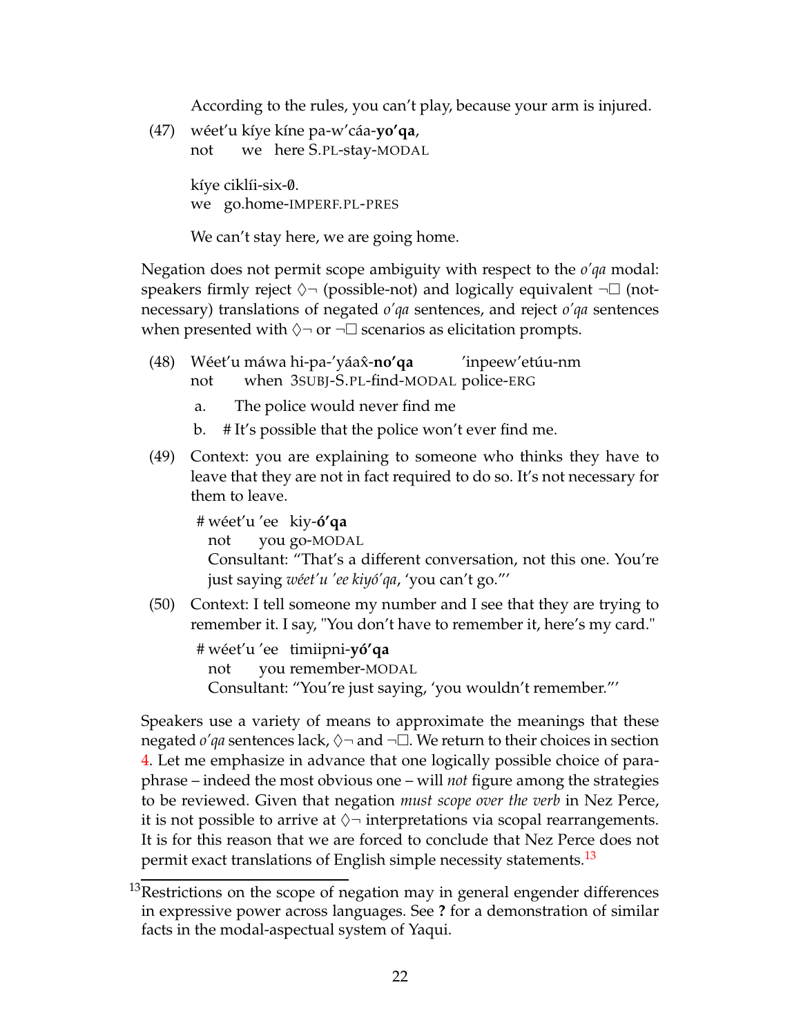According to the rules, you can't play, because your arm is injured.

(47) wéet'u kíye kíne pa-w'cáa-**yo'qa**,
not we here S.PL-stay-MODAL

kíye ciklíi-six-∅.
we go.home-IMPERF.PL-PRES

We can't stay here, we are going home.

Negation does not permit scope ambiguity with respect to the *o'qa* modal: speakers firmly reject $\Diamond\neg$ (possible-not) and logically equivalent $\neg\Box$ (not-necessary) translations of negated *o'qa* sentences, and reject *o'qa* sentences when presented with $\Diamond\neg$ or $\neg\Box$ scenarios as elicitation prompts.

(48) Wéet'u máwa hi-pa-'yáax̂-**no'qa** 'inpeew'etúu-nm
not when 3SUBJ-S.PL-find-MODAL police-ERG

a. The police would never find me

b. # It's possible that the police won't ever find me.

(49) Context: you are explaining to someone who thinks they have to leave that they are not in fact required to do so. It's not necessary for them to leave.

# wéet'u 'ee kiy-**ó'qa**
not you go-MODAL
Consultant: "That's a different conversation, not this one. You're just saying *wéet'u 'ee kiyó'qa*, 'you can't go."'

(50) Context: I tell someone my number and I see that they are trying to remember it. I say, "You don't have to remember it, here's my card."

# wéet'u 'ee timiipni-**yó'qa**
not you remember-MODAL
Consultant: "You're just saying, 'you wouldn't remember."'

Speakers use a variety of means to approximate the meanings that these negated *o'qa* sentences lack, $\Diamond\neg$ and $\neg\Box$. We return to their choices in section 4. Let me emphasize in advance that one logically possible choice of paraphrase – indeed the most obvious one – will *not* figure among the strategies to be reviewed. Given that negation *must scope over the verb* in Nez Perce, it is not possible to arrive at $\Diamond\neg$ interpretations via scopal rearrangements. It is for this reason that we are forced to conclude that Nez Perce does not permit exact translations of English simple necessity statements.[13]

[13] Restrictions on the scope of negation may in general engender differences in expressive power across languages. See **?** for a demonstration of similar facts in the modal-aspectual system of Yaqui.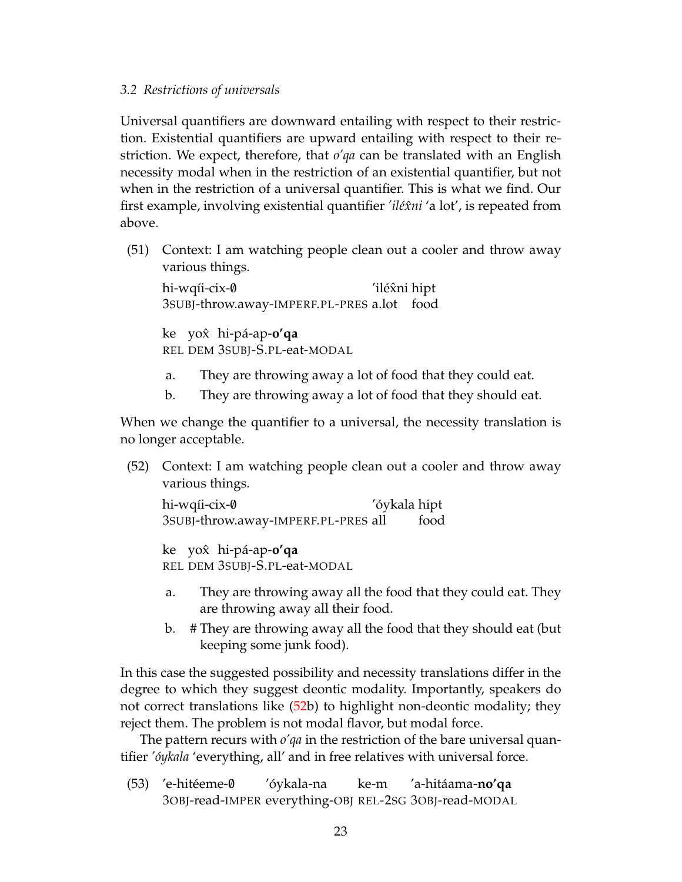### 3.2 *Restrictions of universals*

Universal quantifiers are downward entailing with respect to their restriction. Existential quantifiers are upward entailing with respect to their restriction. We expect, therefore, that *o'qa* can be translated with an English necessity modal when in the restriction of an existential quantifier, but not when in the restriction of a universal quantifier. This is what we find. Our first example, involving existential quantifier *'iléx̂ni* 'a lot', is repeated from above.

(51) Context: I am watching people clean out a cooler and throw away various things.

hi-wqíi-cix-∅ 'iléx̂ni hipt
3SUBJ-throw.away-IMPERF.PL-PRES a.lot food

ke yox̂ hi-pá-ap-**o'qa**
REL DEM 3SUBJ-S.PL-eat-MODAL

a. They are throwing away a lot of food that they could eat.
b. They are throwing away a lot of food that they should eat.

When we change the quantifier to a universal, the necessity translation is no longer acceptable.

(52) Context: I am watching people clean out a cooler and throw away various things.

hi-wqíi-cix-∅ 'óykala hipt
3SUBJ-throw.away-IMPERF.PL-PRES all food

ke yox̂ hi-pá-ap-**o'qa**
REL DEM 3SUBJ-S.PL-eat-MODAL

a. They are throwing away all the food that they could eat. They are throwing away all their food.
b. # They are throwing away all the food that they should eat (but keeping some junk food).

In this case the suggested possibility and necessity translations differ in the degree to which they suggest deontic modality. Importantly, speakers do not correct translations like (52b) to highlight non-deontic modality; they reject them. The problem is not modal flavor, but modal force.

The pattern recurs with *o'qa* in the restriction of the bare universal quantifier *'óykala* 'everything, all' and in free relatives with universal force.

(53) 'e-hitéeme-∅ 'óykala-na ke-m 'a-hitáama-**no'qa**
3OBJ-read-IMPER everything-OBJ REL-2SG 3OBJ-read-MODAL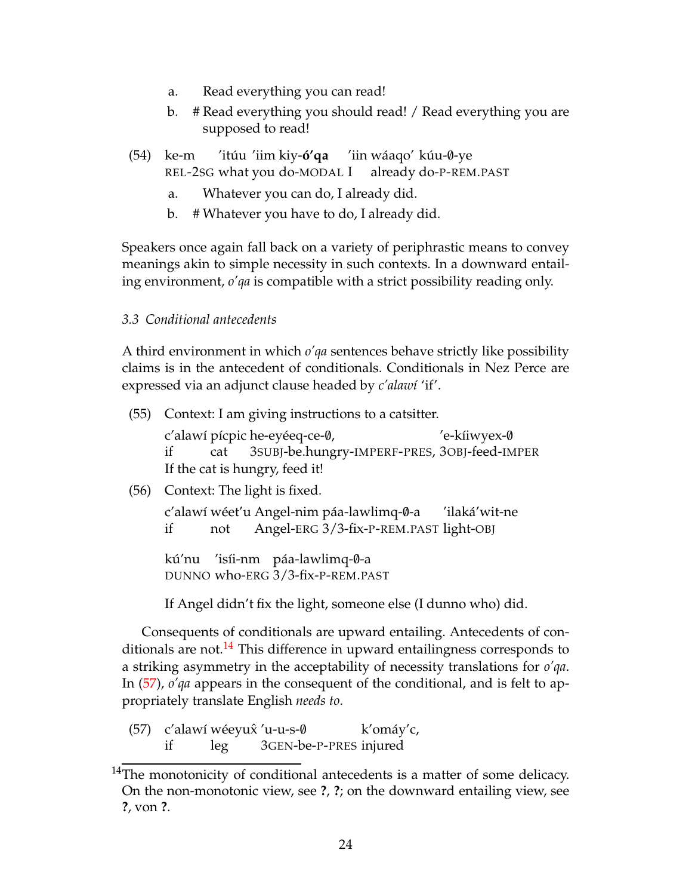a. Read everything you can read!

b. # Read everything you should read! / Read everything you are supposed to read!

(54) ke-m 'itúu 'iim kiy-**ó'qa** 'iin wáaqo' kúu-∅-ye
REL-2SG what you do-MODAL I already do-P-REM.PAST

a. Whatever you can do, I already did.

b. # Whatever you have to do, I already did.

Speakers once again fall back on a variety of periphrastic means to convey meanings akin to simple necessity in such contexts. In a downward entailing environment, *o'qa* is compatible with a strict possibility reading only.

### 3.3 Conditional antecedents

A third environment in which *o'qa* sentences behave strictly like possibility claims is in the antecedent of conditionals. Conditionals in Nez Perce are expressed via an adjunct clause headed by *c'alawí* 'if'.

(55) Context: I am giving instructions to a catsitter.

c'alawí pícpic he-eyéeq-ce-∅, 'e-kíiwyex-∅
if cat 3SUBJ-be.hungry-IMPERF-PRES, 3OBJ-feed-IMPER
If the cat is hungry, feed it!

(56) Context: The light is fixed.

c'alawí wéet'u Angel-nim páa-lawlimq-∅-a 'ilaká'wit-ne
if not Angel-ERG 3/3-fix-P-REM.PAST light-OBJ

kú'nu 'isíi-nm páa-lawlimq-∅-a
DUNNO who-ERG 3/3-fix-P-REM.PAST

If Angel didn't fix the light, someone else (I dunno who) did.

Consequents of conditionals are upward entailing. Antecedents of conditionals are not.[14] This difference in upward entailingness corresponds to a striking asymmetry in the acceptability of necessity translations for *o'qa*. In (57), *o'qa* appears in the consequent of the conditional, and is felt to appropriately translate English *needs to*.

(57) c'alawí wéeyux̂ 'u-u-s-∅ k'omáy'c,
if leg 3GEN-be-P-PRES injured

[14] The monotonicity of conditional antecedents is a matter of some delicacy. On the non-monotonic view, see **?**, **?**; on the downward entailing view, see **?**, von **?**.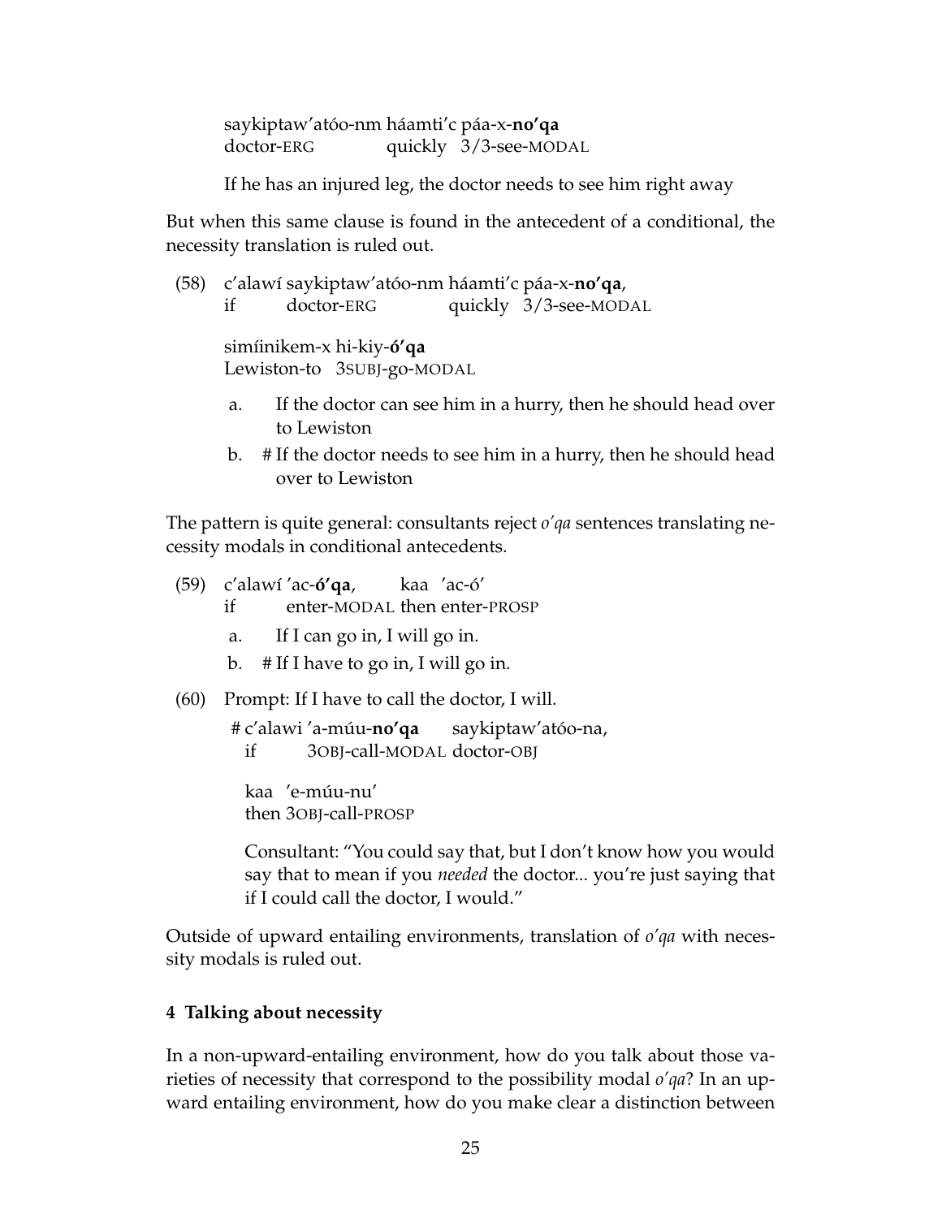saykiptaw'atóo-nm háamti'c páa-x-**no'qa**
doctor-ERG quickly 3/3-see-MODAL

If he has an injured leg, the doctor needs to see him right away

But when this same clause is found in the antecedent of a conditional, the necessity translation is ruled out.

(58) c'alawí saykiptaw'atóo-nm háamti'c páa-x-**no'qa**,
if doctor-ERG quickly 3/3-see-MODAL

simíinikem-x hi-kiy-**ó'qa**
Lewiston-to 3SUBJ-go-MODAL

a. If the doctor can see him in a hurry, then he should head over to Lewiston

b. # If the doctor needs to see him in a hurry, then he should head over to Lewiston

The pattern is quite general: consultants reject *o'qa* sentences translating necessity modals in conditional antecedents.

(59) c'alawí 'ac-**ó'qa**, kaa 'ac-ó'
if enter-MODAL then enter-PROSP

a. If I can go in, I will go in.

b. # If I have to go in, I will go in.

(60) Prompt: If I have to call the doctor, I will.

\# c'alawi 'a-múu-**no'qa** saykiptaw'atóo-na,
if 3OBJ-call-MODAL doctor-OBJ

kaa 'e-múu-nu'
then 3OBJ-call-PROSP

Consultant: "You could say that, but I don't know how you would say that to mean if you *needed* the doctor... you're just saying that if I could call the doctor, I would."

Outside of upward entailing environments, translation of *o'qa* with necessity modals is ruled out.

## 4 Talking about necessity

In a non-upward-entailing environment, how do you talk about those varieties of necessity that correspond to the possibility modal *o'qa*? In an upward entailing environment, how do you make clear a distinction between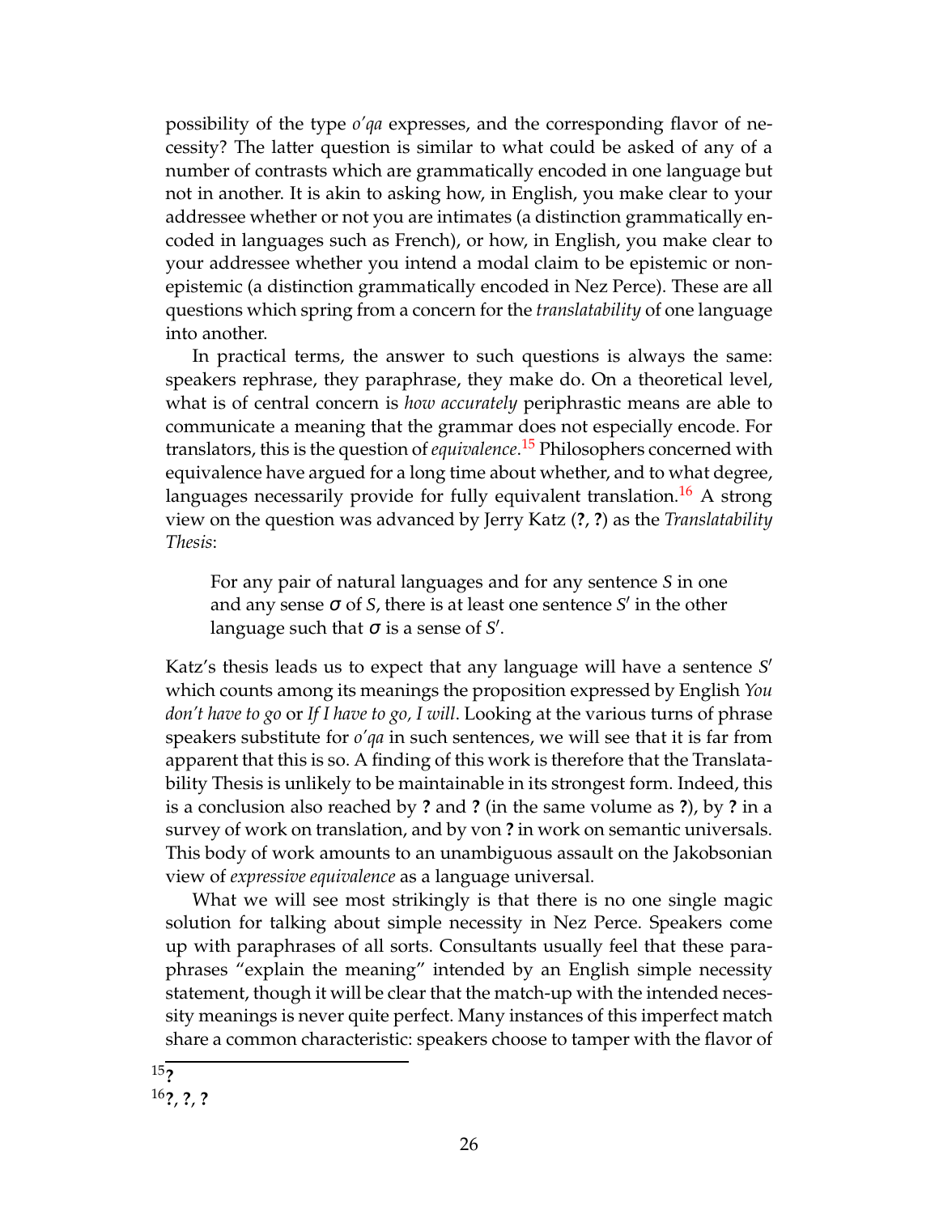possibility of the type *o'qa* expresses, and the corresponding flavor of necessity? The latter question is similar to what could be asked of any of a number of contrasts which are grammatically encoded in one language but not in another. It is akin to asking how, in English, you make clear to your addressee whether or not you are intimates (a distinction grammatically encoded in languages such as French), or how, in English, you make clear to your addressee whether you intend a modal claim to be epistemic or non-epistemic (a distinction grammatically encoded in Nez Perce). These are all questions which spring from a concern for the *translatability* of one language into another.

In practical terms, the answer to such questions is always the same: speakers rephrase, they paraphrase, they make do. On a theoretical level, what is of central concern is *how accurately* periphrastic means are able to communicate a meaning that the grammar does not especially encode. For translators, this is the question of *equivalence*.[15] Philosophers concerned with equivalence have argued for a long time about whether, and to what degree, languages necessarily provide for fully equivalent translation.[16] A strong view on the question was advanced by Jerry Katz (**?**, **?**) as the *Translatability Thesis*:

> For any pair of natural languages and for any sentence $S$ in one and any sense $\sigma$ of $S$, there is at least one sentence $S'$ in the other language such that $\sigma$ is a sense of $S'$.

Katz's thesis leads us to expect that any language will have a sentence $S'$ which counts among its meanings the proposition expressed by English *You don't have to go* or *If I have to go, I will*. Looking at the various turns of phrase speakers substitute for *o'qa* in such sentences, we will see that it is far from apparent that this is so. A finding of this work is therefore that the Translatability Thesis is unlikely to be maintainable in its strongest form. Indeed, this is a conclusion also reached by **?** and **?** (in the same volume as **?**), by **?** in a survey of work on translation, and by von **?** in work on semantic universals. This body of work amounts to an unambiguous assault on the Jakobsonian view of *expressive equivalence* as a language universal.

What we will see most strikingly is that there is no one single magic solution for talking about simple necessity in Nez Perce. Speakers come up with paraphrases of all sorts. Consultants usually feel that these paraphrases "explain the meaning" intended by an English simple necessity statement, though it will be clear that the match-up with the intended necessity meanings is never quite perfect. Many instances of this imperfect match share a common characteristic: speakers choose to tamper with the flavor of

[15] **?**

[16] **?**, **?**, **?**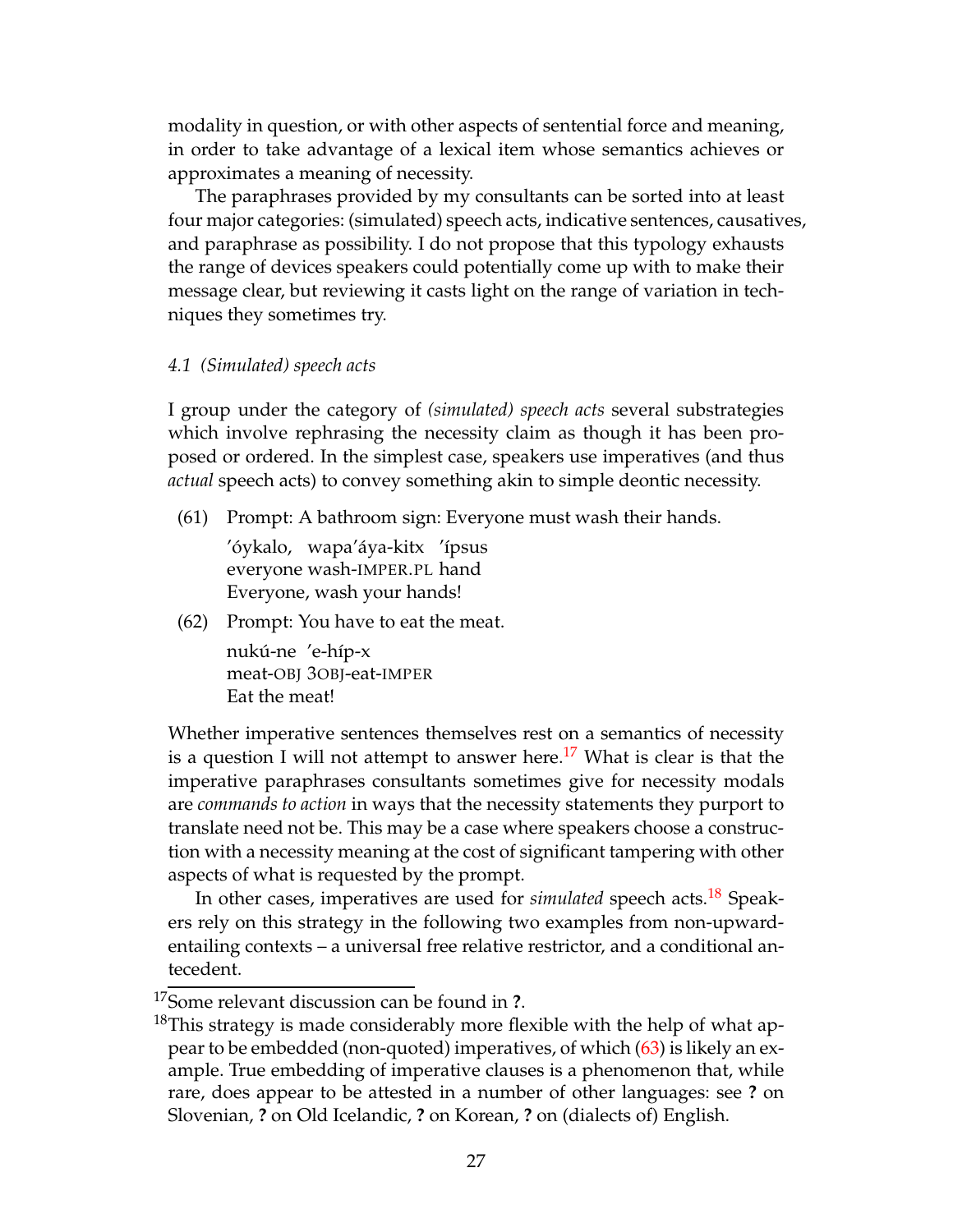modality in question, or with other aspects of sentential force and meaning, in order to take advantage of a lexical item whose semantics achieves or approximates a meaning of necessity.

The paraphrases provided by my consultants can be sorted into at least four major categories: (simulated) speech acts, indicative sentences, causatives, and paraphrase as possibility. I do not propose that this typology exhausts the range of devices speakers could potentially come up with to make their message clear, but reviewing it casts light on the range of variation in techniques they sometimes try.

### *4.1 (Simulated) speech acts*

I group under the category of *(simulated) speech acts* several substrategies which involve rephrasing the necessity claim as though it has been proposed or ordered. In the simplest case, speakers use imperatives (and thus *actual* speech acts) to convey something akin to simple deontic necessity.

(61) Prompt: A bathroom sign: Everyone must wash their hands.

  'óykalo, wapa'áya-kitx 'ípsus
  everyone wash-IMPER.PL hand
  Everyone, wash your hands!

(62) Prompt: You have to eat the meat.

  nukú-ne 'e-híp-x
  meat-OBJ 3OBJ-eat-IMPER
  Eat the meat!

Whether imperative sentences themselves rest on a semantics of necessity is a question I will not attempt to answer here.[17] What is clear is that the imperative paraphrases consultants sometimes give for necessity modals are *commands to action* in ways that the necessity statements they purport to translate need not be. This may be a case where speakers choose a construction with a necessity meaning at the cost of significant tampering with other aspects of what is requested by the prompt.

In other cases, imperatives are used for *simulated* speech acts.[18] Speakers rely on this strategy in the following two examples from non-upward-entailing contexts – a universal free relative restrictor, and a conditional antecedent.

[17] Some relevant discussion can be found in **?**.

[18] This strategy is made considerably more flexible with the help of what appear to be embedded (non-quoted) imperatives, of which (63) is likely an example. True embedding of imperative clauses is a phenomenon that, while rare, does appear to be attested in a number of other languages: see **?** on Slovenian, **?** on Old Icelandic, **?** on Korean, **?** on (dialects of) English.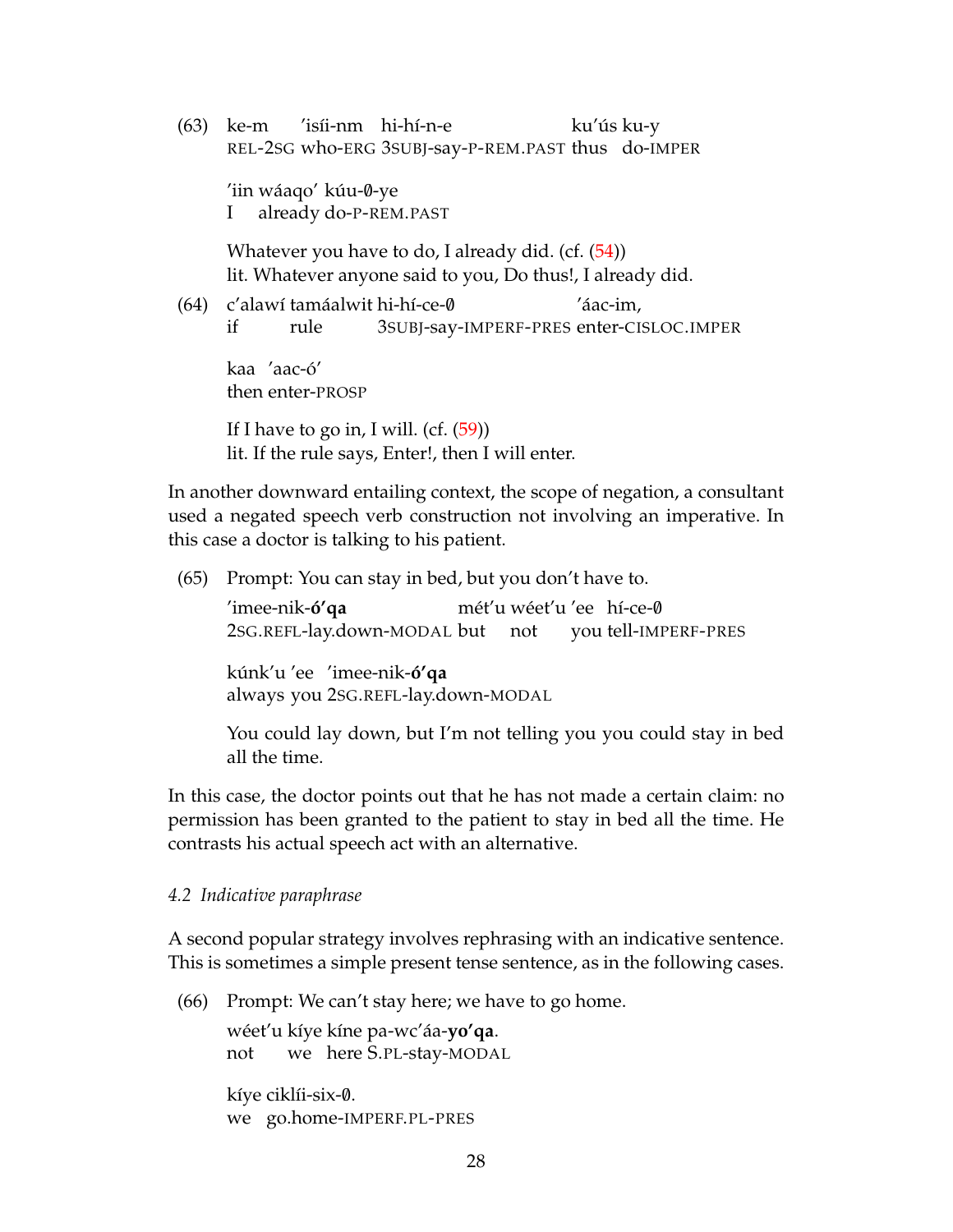(63) ke-m 'isíi-nm hi-hí-n-e ku'ús ku-y
 REL-2SG who-ERG 3SUBJ-say-P-REM.PAST thus do-IMPER

 'iin wáaqo' kúu-∅-ye
 I already do-P-REM.PAST

 Whatever you have to do, I already did. (cf. (54))
 lit. Whatever anyone said to you, Do thus!, I already did.

(64) c'alawí tamáalwit hi-hí-ce-∅ 'áac-im,
 if rule 3SUBJ-say-IMPERF-PRES enter-CISLOC.IMPER

 kaa 'aac-ó'
 then enter-PROSP

 If I have to go in, I will. (cf. (59))
 lit. If the rule says, Enter!, then I will enter.

In another downward entailing context, the scope of negation, a consultant used a negated speech verb construction not involving an imperative. In this case a doctor is talking to his patient.

(65) Prompt: You can stay in bed, but you don't have to.

 'imee-nik-**ó'qa** mét'u wéet'u 'ee hí-ce-∅
 2SG.REFL-lay.down-MODAL but not you tell-IMPERF-PRES

 kúnk'u 'ee 'imee-nik-**ó'qa**
 always you 2SG.REFL-lay.down-MODAL

 You could lay down, but I'm not telling you you could stay in bed all the time.

In this case, the doctor points out that he has not made a certain claim: no permission has been granted to the patient to stay in bed all the time. He contrasts his actual speech act with an alternative.

### *4.2 Indicative paraphrase*

A second popular strategy involves rephrasing with an indicative sentence. This is sometimes a simple present tense sentence, as in the following cases.

(66) Prompt: We can't stay here; we have to go home.

 wéet'u kíye kíne pa-wc'áa-**yo'qa**.
 not we here S.PL-stay-MODAL

 kíye ciklíi-six-∅.
 we go.home-IMPERF.PL-PRES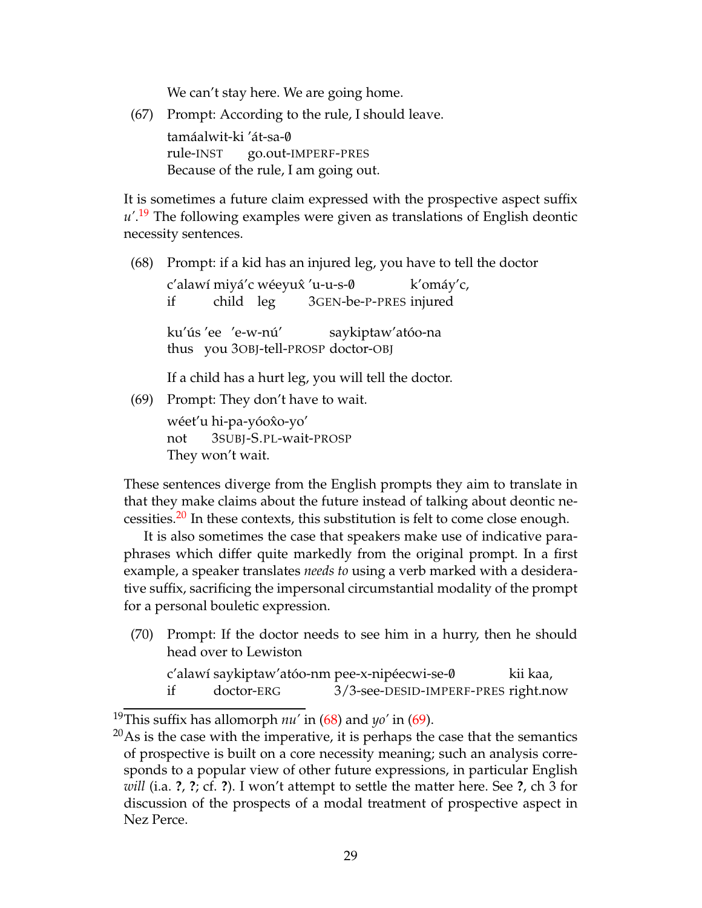We can't stay here. We are going home.

(67) Prompt: According to the rule, I should leave.

tamáalwit-ki 'át-sa-∅
rule-INST go.out-IMPERF-PRES
Because of the rule, I am going out.

It is sometimes a future claim expressed with the prospective aspect suffix *u'*.[19] The following examples were given as translations of English deontic necessity sentences.

(68) Prompt: if a kid has an injured leg, you have to tell the doctor

c'alawí miyá'c wéeyux̂ 'u-u-s-∅ k'omáy'c,
if child leg 3GEN-be-P-PRES injured

ku'ús 'ee 'e-w-nú' saykiptaw'atóo-na
thus you 3OBJ-tell-PROSP doctor-OBJ

If a child has a hurt leg, you will tell the doctor.

(69) Prompt: They don't have to wait.

wéet'u hi-pa-yóox̂o-yo'
not 3SUBJ-S.PL-wait-PROSP
They won't wait.

These sentences diverge from the English prompts they aim to translate in that they make claims about the future instead of talking about deontic necessities.[20] In these contexts, this substitution is felt to come close enough.

It is also sometimes the case that speakers make use of indicative paraphrases which differ quite markedly from the original prompt. In a first example, a speaker translates *needs to* using a verb marked with a desiderative suffix, sacrificing the impersonal circumstantial modality of the prompt for a personal bouletic expression.

(70) Prompt: If the doctor needs to see him in a hurry, then he should head over to Lewiston

c'alawí saykiptaw'atóo-nm pee-x-nipéecwi-se-∅ kii kaa,
if doctor-ERG 3/3-see-DESID-IMPERF-PRES right.now

[19] This suffix has allomorph *nu'* in (68) and *yo'* in (69).

[20] As is the case with the imperative, it is perhaps the case that the semantics of prospective is built on a core necessity meaning; such an analysis corresponds to a popular view of other future expressions, in particular English *will* (i.a. **?**, **?**; cf. **?**). I won't attempt to settle the matter here. See **?**, ch 3 for discussion of the prospects of a modal treatment of prospective aspect in Nez Perce.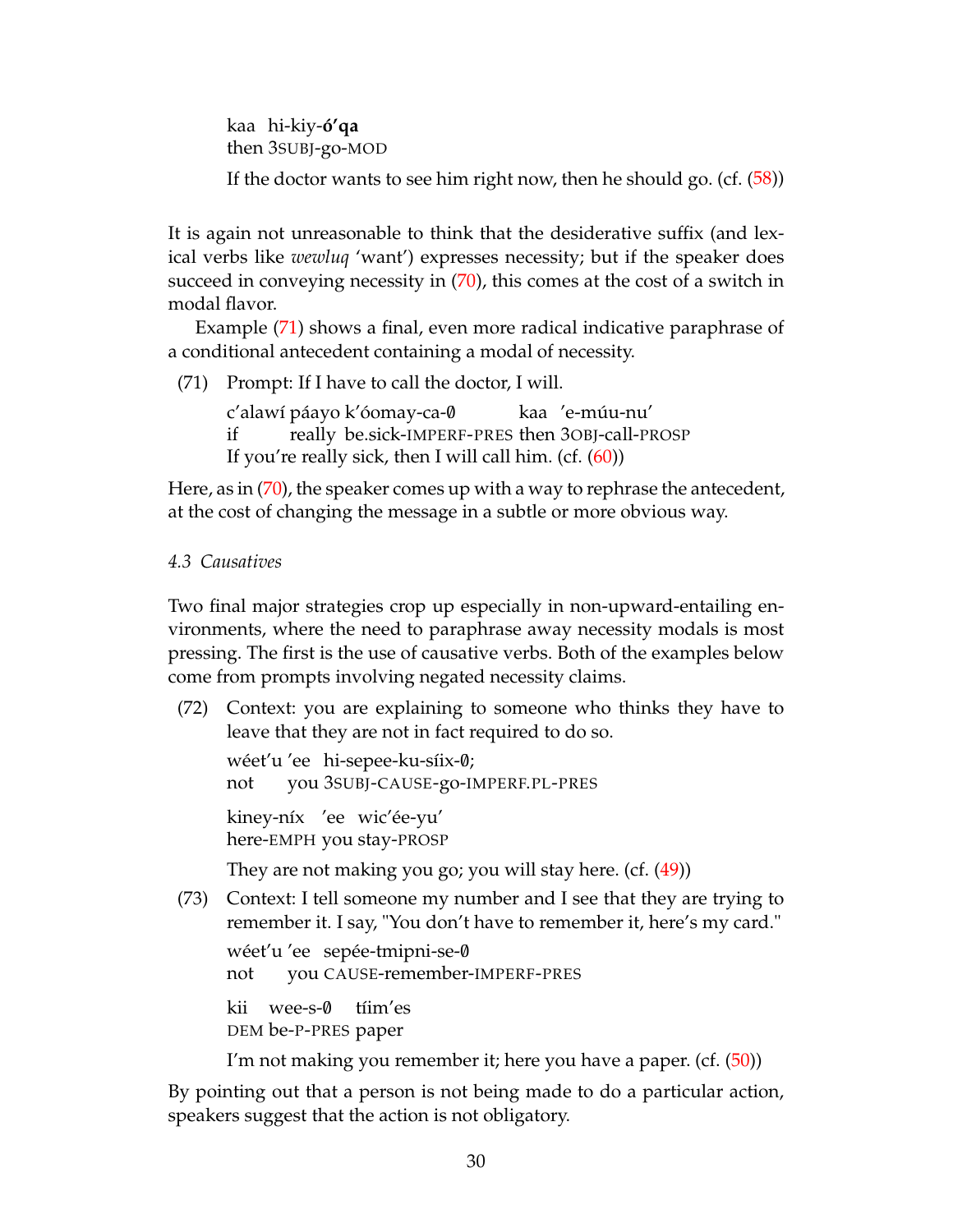kaa hi-kiy-**ó'qa**
then 3SUBJ-go-MOD

If the doctor wants to see him right now, then he should go. (cf. (58))

It is again not unreasonable to think that the desiderative suffix (and lexical verbs like *wewluq* 'want') expresses necessity; but if the speaker does succeed in conveying necessity in (70), this comes at the cost of a switch in modal flavor.

Example (71) shows a final, even more radical indicative paraphrase of a conditional antecedent containing a modal of necessity.

(71) Prompt: If I have to call the doctor, I will.

c'alawí páayo k'óomay-ca-∅ kaa 'e-múu-nu'
if really be.sick-IMPERF-PRES then 3OBJ-call-PROSP

If you're really sick, then I will call him. (cf. (60))

Here, as in (70), the speaker comes up with a way to rephrase the antecedent, at the cost of changing the message in a subtle or more obvious way.

### *4.3 Causatives*

Two final major strategies crop up especially in non-upward-entailing environments, where the need to paraphrase away necessity modals is most pressing. The first is the use of causative verbs. Both of the examples below come from prompts involving negated necessity claims.

(72) Context: you are explaining to someone who thinks they have to leave that they are not in fact required to do so.

wéet'u 'ee hi-sepee-ku-svíx-∅;
not you 3SUBJ-CAUSE-go-IMPERF.PL-PRES

kiney-níx 'ee wic'ée-yu'
here-EMPH you stay-PROSP

They are not making you go; you will stay here. (cf. (49))

(73) Context: I tell someone my number and I see that they are trying to remember it. I say, "You don't have to remember it, here's my card."

wéet'u 'ee sepée-tmipni-se-∅
not you CAUSE-remember-IMPERF-PRES

kii wee-s-∅ tíim'es
DEM be-P-PRES paper

I'm not making you remember it; here you have a paper. (cf. (50))

By pointing out that a person is not being made to do a particular action, speakers suggest that the action is not obligatory.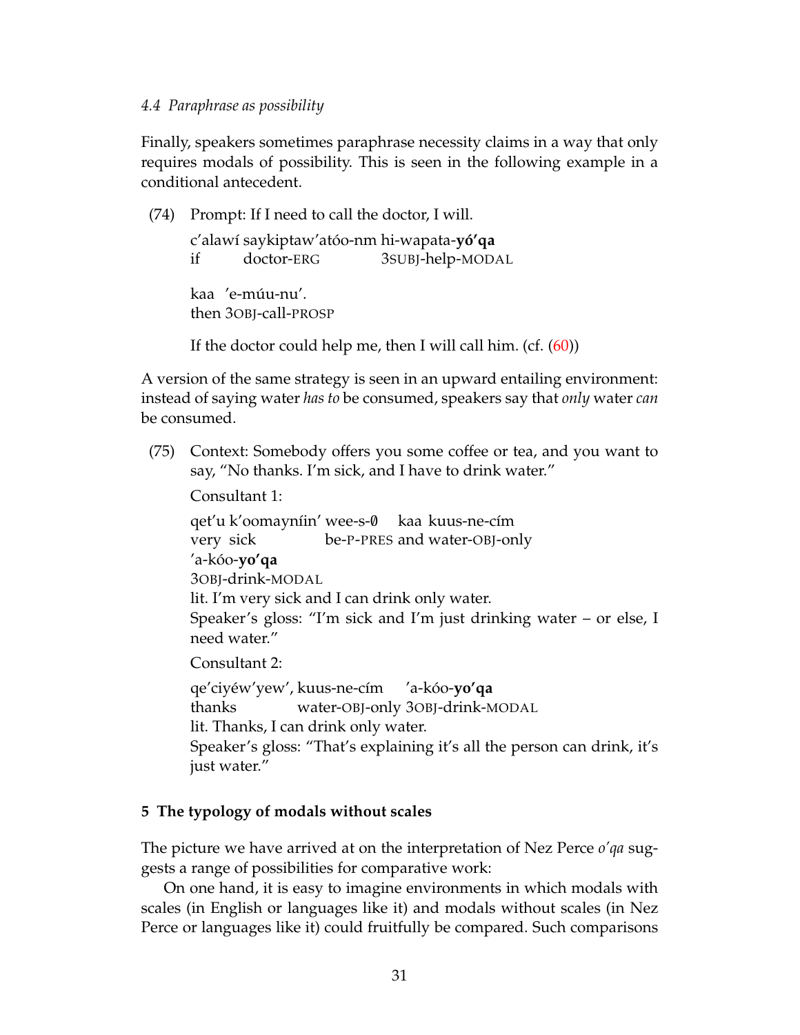### 4.4 *Paraphrase as possibility*

Finally, speakers sometimes paraphrase necessity claims in a way that only requires modals of possibility. This is seen in the following example in a conditional antecedent.

(74) Prompt: If I need to call the doctor, I will.

c'alawí saykiptaw'atóo-nm hi-wapata-**yó'qa**
if doctor-ERG 3SUBJ-help-MODAL

kaa 'e-múu-nu'.
then 3OBJ-call-PROSP

If the doctor could help me, then I will call him. (cf. (60))

A version of the same strategy is seen in an upward entailing environment: instead of saying water *has to* be consumed, speakers say that *only* water *can* be consumed.

(75) Context: Somebody offers you some coffee or tea, and you want to say, "No thanks. I'm sick, and I have to drink water."

Consultant 1:

qet'u k'oomayníin' wee-s-∅ kaa kuus-ne-cím
very sick be-P-PRES and water-OBJ-only
'a-kóo-**yo'qa**
3OBJ-drink-MODAL
lit. I'm very sick and I can drink only water.
Speaker's gloss: "I'm sick and I'm just drinking water – or else, I need water."

Consultant 2:

qe'ciyéw'yew', kuus-ne-cím 'a-kóo-**yo'qa**
thanks water-OBJ-only 3OBJ-drink-MODAL
lit. Thanks, I can drink only water.
Speaker's gloss: "That's explaining it's all the person can drink, it's just water."

## 5 The typology of modals without scales

The picture we have arrived at on the interpretation of Nez Perce *o'qa* suggests a range of possibilities for comparative work:

On one hand, it is easy to imagine environments in which modals with scales (in English or languages like it) and modals without scales (in Nez Perce or languages like it) could fruitfully be compared. Such comparisons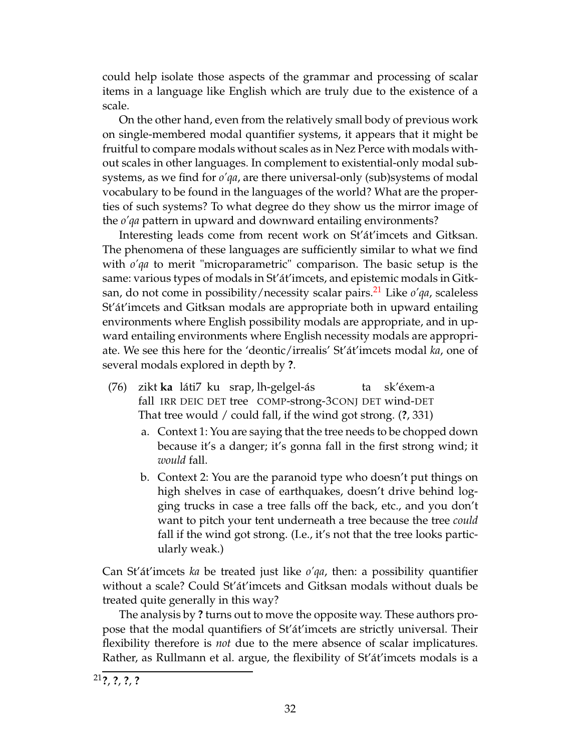could help isolate those aspects of the grammar and processing of scalar items in a language like English which are truly due to the existence of a scale.

On the other hand, even from the relatively small body of previous work on single-membered modal quantifier systems, it appears that it might be fruitful to compare modals without scales as in Nez Perce with modals without scales in other languages. In complement to existential-only modal subsystems, as we find for *o'qa*, are there universal-only (sub)systems of modal vocabulary to be found in the languages of the world? What are the properties of such systems? To what degree do they show us the mirror image of the *o'qa* pattern in upward and downward entailing environments?

Interesting leads come from recent work on St'át'imcets and Gitksan. The phenomena of these languages are sufficiently similar to what we find with *o'qa* to merit "microparametric" comparison. The basic setup is the same: various types of modals in St'át'imcets, and epistemic modals in Gitksan, do not come in possibility/necessity scalar pairs.[21] Like *o'qa*, scaleless St'át'imcets and Gitksan modals are appropriate both in upward entailing environments where English possibility modals are appropriate, and in upward entailing environments where English necessity modals are appropriate. We see this here for the 'deontic/irrealis' St'át'imcets modal *ka*, one of several modals explored in depth by **?**.

(76) zikt **ka** láti7 ku srap, lh-gelgel-ás ta sk'éxem-a
fall IRR DEIC DET tree COMP-strong-3CONJ DET wind-DET
That tree would / could fall, if the wind got strong. (**?**, 331)

a. Context 1: You are saying that the tree needs to be chopped down because it's a danger; it's gonna fall in the first strong wind; it *would* fall.

b. Context 2: You are the paranoid type who doesn't put things on high shelves in case of earthquakes, doesn't drive behind logging trucks in case a tree falls off the back, etc., and you don't want to pitch your tent underneath a tree because the tree *could* fall if the wind got strong. (I.e., it's not that the tree looks particularly weak.)

Can St'át'imcets *ka* be treated just like *o'qa*, then: a possibility quantifier without a scale? Could St'át'imcets and Gitksan modals without duals be treated quite generally in this way?

The analysis by **?** turns out to move the opposite way. These authors propose that the modal quantifiers of St'át'imcets are strictly universal. Their flexibility therefore is *not* due to the mere absence of scalar implicatures. Rather, as Rullmann et al. argue, the flexibility of St'át'imcets modals is a

[21] **?**, **?**, **?**, **?**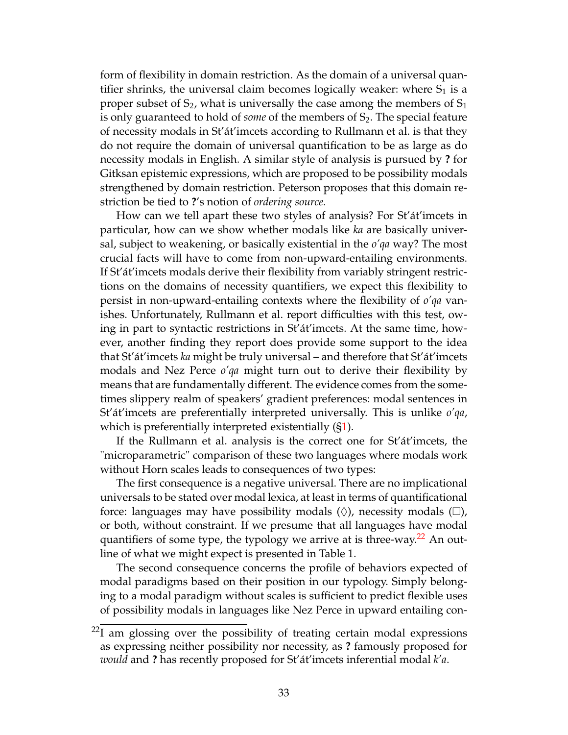form of flexibility in domain restriction. As the domain of a universal quantifier shrinks, the universal claim becomes logically weaker: where $S_1$ is a proper subset of $S_2$, what is universally the case among the members of $S_1$ is only guaranteed to hold of *some* of the members of $S_2$. The special feature of necessity modals in St'át'imcets according to Rullmann et al. is that they do not require the domain of universal quantification to be as large as do necessity modals in English. A similar style of analysis is pursued by **?** for Gitksan epistemic expressions, which are proposed to be possibility modals strengthened by domain restriction. Peterson proposes that this domain restriction be tied to **?**'s notion of *ordering source.*

How can we tell apart these two styles of analysis? For St'át'imcets in particular, how can we show whether modals like *ka* are basically universal, subject to weakening, or basically existential in the *o'qa* way? The most crucial facts will have to come from non-upward-entailing environments. If St'át'imcets modals derive their flexibility from variably stringent restrictions on the domains of necessity quantifiers, we expect this flexibility to persist in non-upward-entailing contexts where the flexibility of *o'qa* vanishes. Unfortunately, Rullmann et al. report difficulties with this test, owing in part to syntactic restrictions in St'át'imcets. At the same time, however, another finding they report does provide some support to the idea that St'át'imcets *ka* might be truly universal – and therefore that St'át'imcets modals and Nez Perce *o'qa* might turn out to derive their flexibility by means that are fundamentally different. The evidence comes from the sometimes slippery realm of speakers' gradient preferences: modal sentences in St'át'imcets are preferentially interpreted universally. This is unlike *o'qa*, which is preferentially interpreted existentially (§1).

If the Rullmann et al. analysis is the correct one for St'át'imcets, the "microparametric" comparison of these two languages where modals work without Horn scales leads to consequences of two types:

The first consequence is a negative universal. There are no implicational universals to be stated over modal lexica, at least in terms of quantificational force: languages may have possibility modals ($\Diamond$), necessity modals ($\Box$), or both, without constraint. If we presume that all languages have modal quantifiers of some type, the typology we arrive at is three-way.[22] An outline of what we might expect is presented in Table 1.

The second consequence concerns the profile of behaviors expected of modal paradigms based on their position in our typology. Simply belonging to a modal paradigm without scales is sufficient to predict flexible uses of possibility modals in languages like Nez Perce in upward entailing con-

[22] I am glossing over the possibility of treating certain modal expressions as expressing neither possibility nor necessity, as **?** famously proposed for *would* and **?** has recently proposed for St'át'imcets inferential modal *k'a*.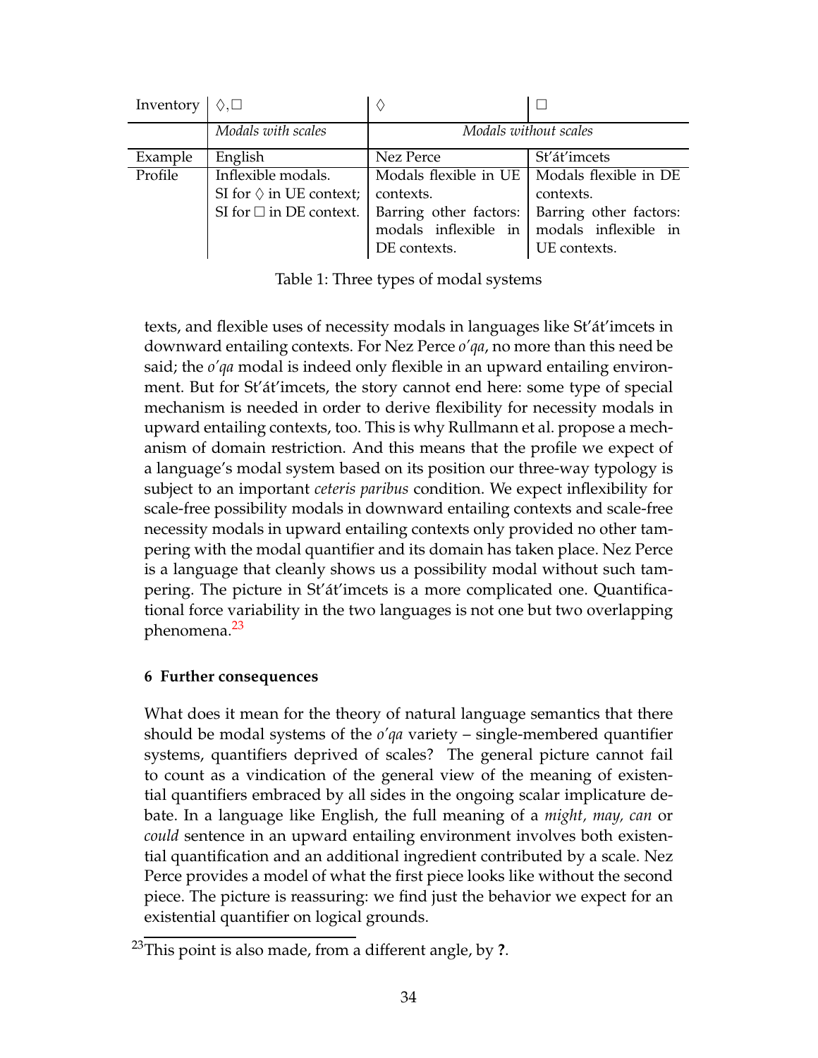| Inventory | $\Diamond, \Box$ | $\Diamond$ | $\Box$ |
|---|---|---|---|
| | *Modals with scales* | *Modals without scales* | |
| Example | English | Nez Perce | St'át'imcets |
| Profile | Inflexible modals. SI for $\Diamond$ in UE context; SI for $\Box$ in DE context. | Modals flexible in UE contexts. Barring other factors: modals inflexible in DE contexts. | Modals flexible in DE contexts. Barring other factors: modals inflexible in UE contexts. |

Table 1: Three types of modal systems

texts, and flexible uses of necessity modals in languages like St'át'imcets in downward entailing contexts. For Nez Perce *o'qa*, no more than this need be said; the *o'qa* modal is indeed only flexible in an upward entailing environment. But for St'át'imcets, the story cannot end here: some type of special mechanism is needed in order to derive flexibility for necessity modals in upward entailing contexts, too. This is why Rullmann et al. propose a mechanism of domain restriction. And this means that the profile we expect of a language's modal system based on its position our three-way typology is subject to an important *ceteris paribus* condition. We expect inflexibility for scale-free possibility modals in downward entailing contexts and scale-free necessity modals in upward entailing contexts only provided no other tampering with the modal quantifier and its domain has taken place. Nez Perce is a language that cleanly shows us a possibility modal without such tampering. The picture in St'át'imcets is a more complicated one. Quantificational force variability in the two languages is not one but two overlapping phenomena.[23]

## 6 Further consequences

What does it mean for the theory of natural language semantics that there should be modal systems of the *o'qa* variety – single-membered quantifier systems, quantifiers deprived of scales? The general picture cannot fail to count as a vindication of the general view of the meaning of existential quantifiers embraced by all sides in the ongoing scalar implicature debate. In a language like English, the full meaning of a *might, may, can* or *could* sentence in an upward entailing environment involves both existential quantification and an additional ingredient contributed by a scale. Nez Perce provides a model of what the first piece looks like without the second piece. The picture is reassuring: we find just the behavior we expect for an existential quantifier on logical grounds.

[23] This point is also made, from a different angle, by **?**.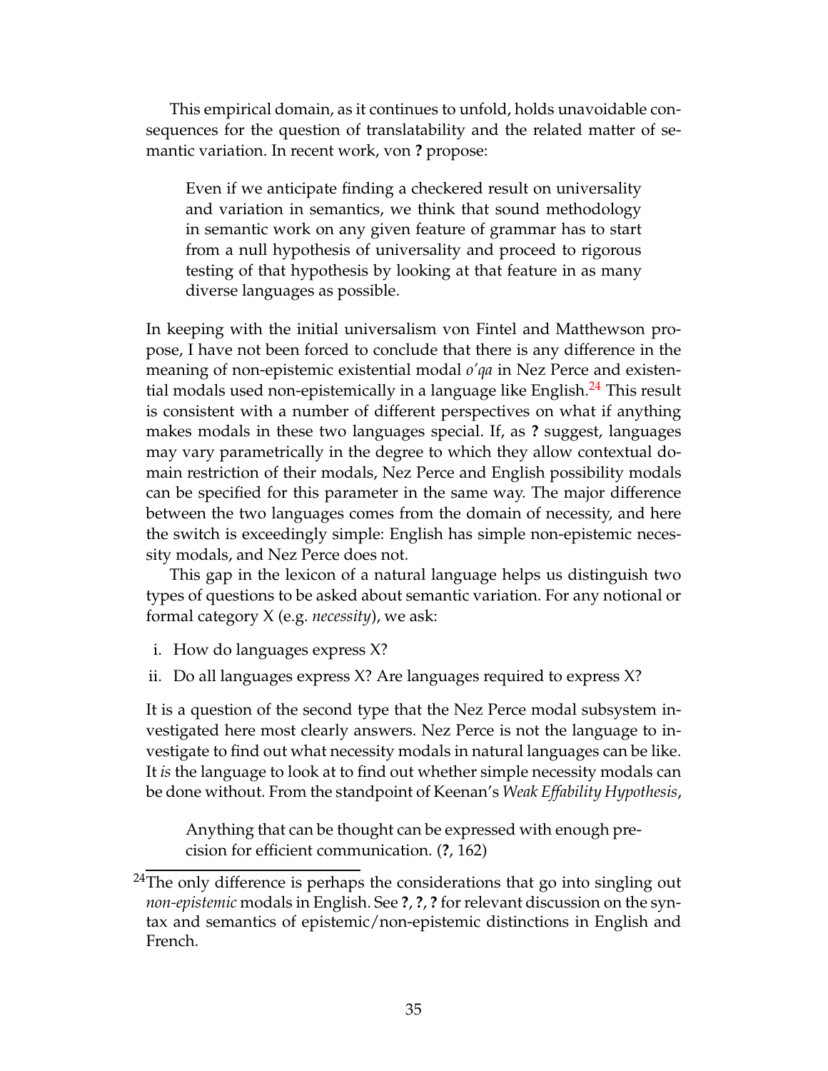This empirical domain, as it continues to unfold, holds unavoidable consequences for the question of translatability and the related matter of semantic variation. In recent work, von **?** propose:

> Even if we anticipate finding a checkered result on universality and variation in semantics, we think that sound methodology in semantic work on any given feature of grammar has to start from a null hypothesis of universality and proceed to rigorous testing of that hypothesis by looking at that feature in as many diverse languages as possible.

In keeping with the initial universalism von Fintel and Matthewson propose, I have not been forced to conclude that there is any difference in the meaning of non-epistemic existential modal *o'qa* in Nez Perce and existential modals used non-epistemically in a language like English.[24] This result is consistent with a number of different perspectives on what if anything makes modals in these two languages special. If, as **?** suggest, languages may vary parametrically in the degree to which they allow contextual domain restriction of their modals, Nez Perce and English possibility modals can be specified for this parameter in the same way. The major difference between the two languages comes from the domain of necessity, and here the switch is exceedingly simple: English has simple non-epistemic necessity modals, and Nez Perce does not.

This gap in the lexicon of a natural language helps us distinguish two types of questions to be asked about semantic variation. For any notional or formal category X (e.g. *necessity*), we ask:

i. How do languages express X?
ii. Do all languages express X? Are languages required to express X?

It is a question of the second type that the Nez Perce modal subsystem investigated here most clearly answers. Nez Perce is not the language to investigate to find out what necessity modals in natural languages can be like. It *is* the language to look at to find out whether simple necessity modals can be done without. From the standpoint of Keenan's *Weak Effability Hypothesis*,

> Anything that can be thought can be expressed with enough precision for efficient communication. (**?**, 162)

[24] The only difference is perhaps the considerations that go into singling out *non-epistemic* modals in English. See **?**, **?**, **?** for relevant discussion on the syntax and semantics of epistemic/non-epistemic distinctions in English and French.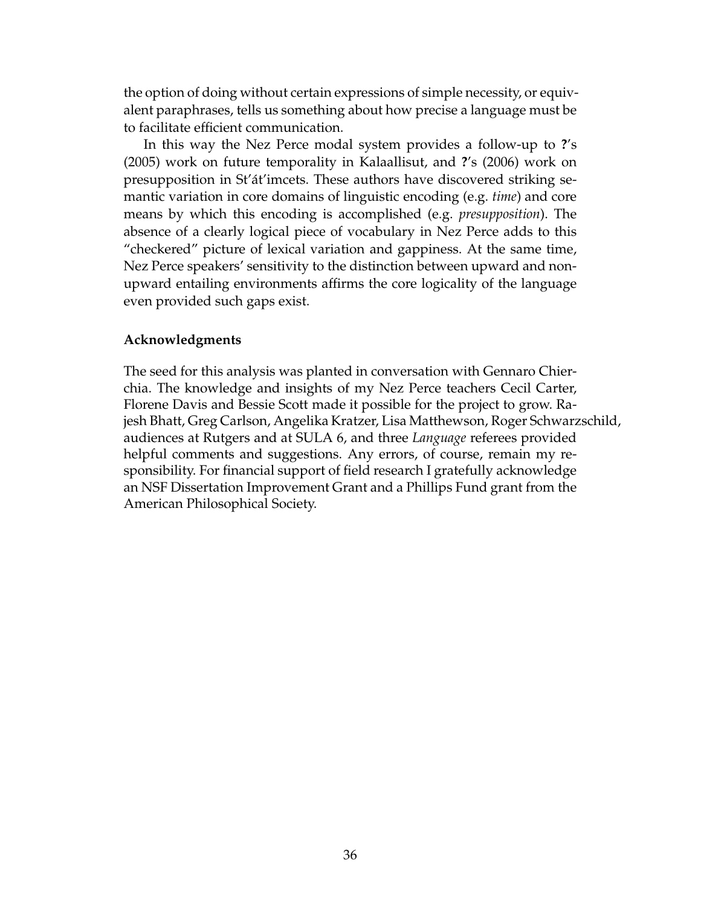the option of doing without certain expressions of simple necessity, or equivalent paraphrases, tells us something about how precise a language must be to facilitate efficient communication.

In this way the Nez Perce modal system provides a follow-up to **?**'s (2005) work on future temporality in Kalaallisut, and **?**'s (2006) work on presupposition in St'át'imcets. These authors have discovered striking semantic variation in core domains of linguistic encoding (e.g. *time*) and core means by which this encoding is accomplished (e.g. *presupposition*). The absence of a clearly logical piece of vocabulary in Nez Perce adds to this "checkered" picture of lexical variation and gappiness. At the same time, Nez Perce speakers' sensitivity to the distinction between upward and non-upward entailing environments affirms the core logicality of the language even provided such gaps exist.

### Acknowledgments

The seed for this analysis was planted in conversation with Gennaro Chierchia. The knowledge and insights of my Nez Perce teachers Cecil Carter, Florene Davis and Bessie Scott made it possible for the project to grow. Rajesh Bhatt, Greg Carlson, Angelika Kratzer, Lisa Matthewson, Roger Schwarzschild, audiences at Rutgers and at SULA 6, and three *Language* referees provided helpful comments and suggestions. Any errors, of course, remain my responsibility. For financial support of field research I gratefully acknowledge an NSF Dissertation Improvement Grant and a Phillips Fund grant from the American Philosophical Society.